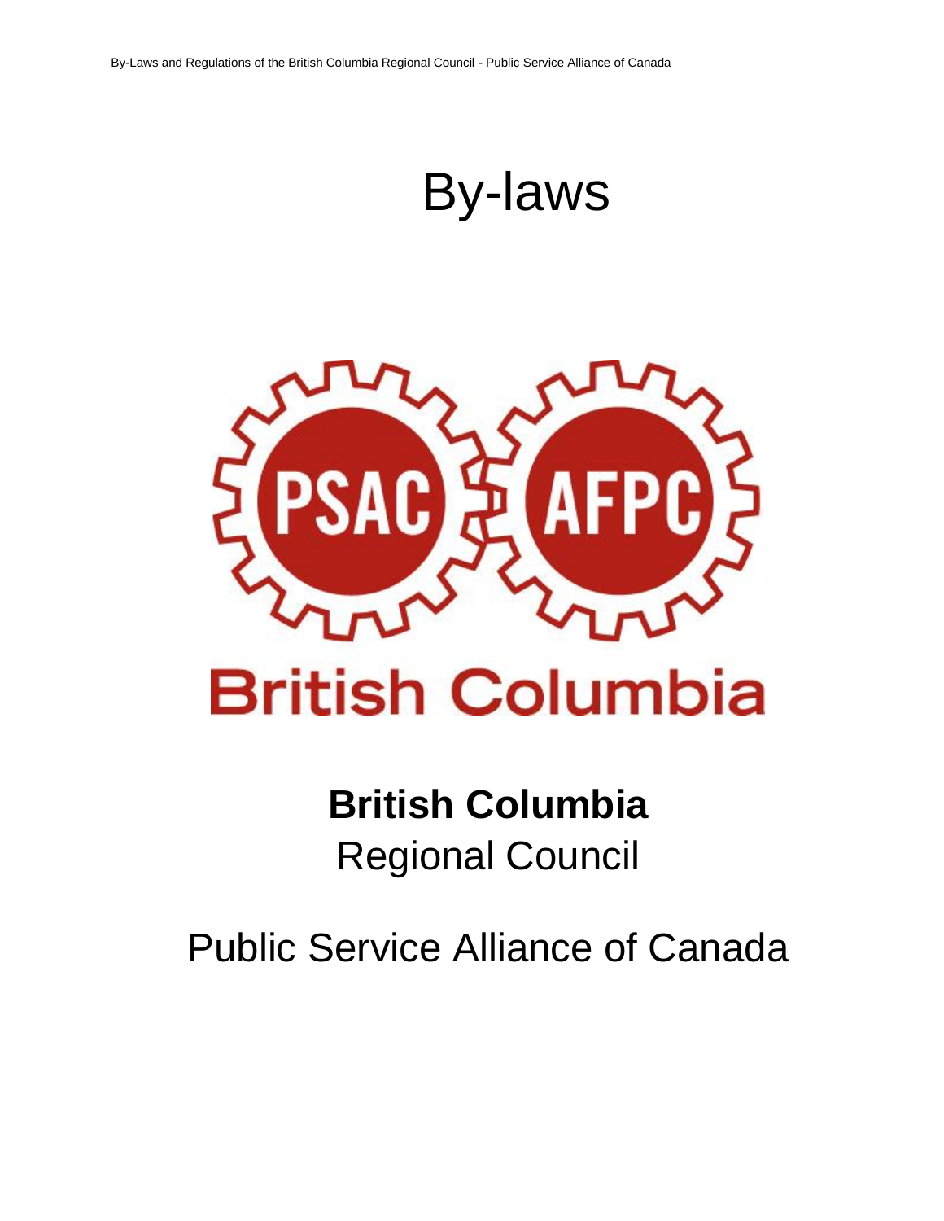# By-laws

British Columbia

**British Columbia**
Regional Council

Public Service Alliance of Canada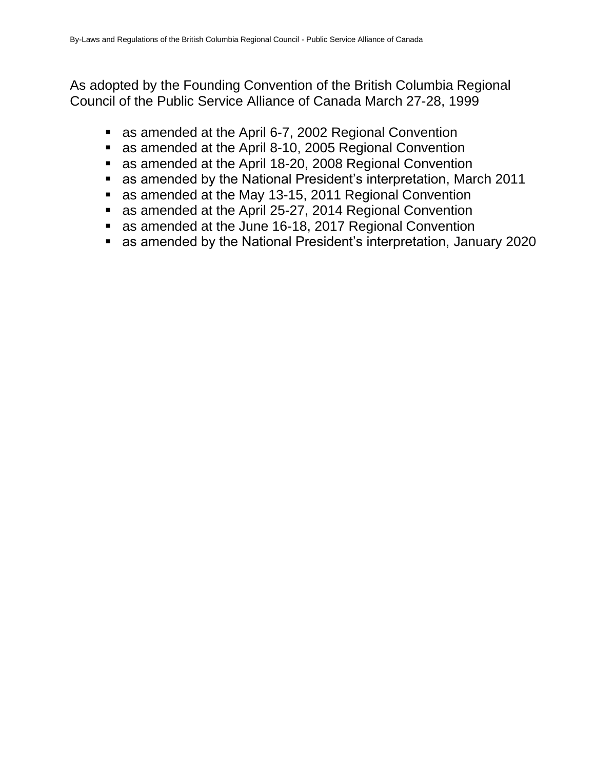As adopted by the Founding Convention of the British Columbia Regional Council of the Public Service Alliance of Canada March 27-28, 1999

- as amended at the April 6-7, 2002 Regional Convention
- as amended at the April 8-10, 2005 Regional Convention
- as amended at the April 18-20, 2008 Regional Convention
- as amended by the National President's interpretation, March 2011
- as amended at the May 13-15, 2011 Regional Convention
- as amended at the April 25-27, 2014 Regional Convention
- as amended at the June 16-18, 2017 Regional Convention
- as amended by the National President's interpretation, January 2020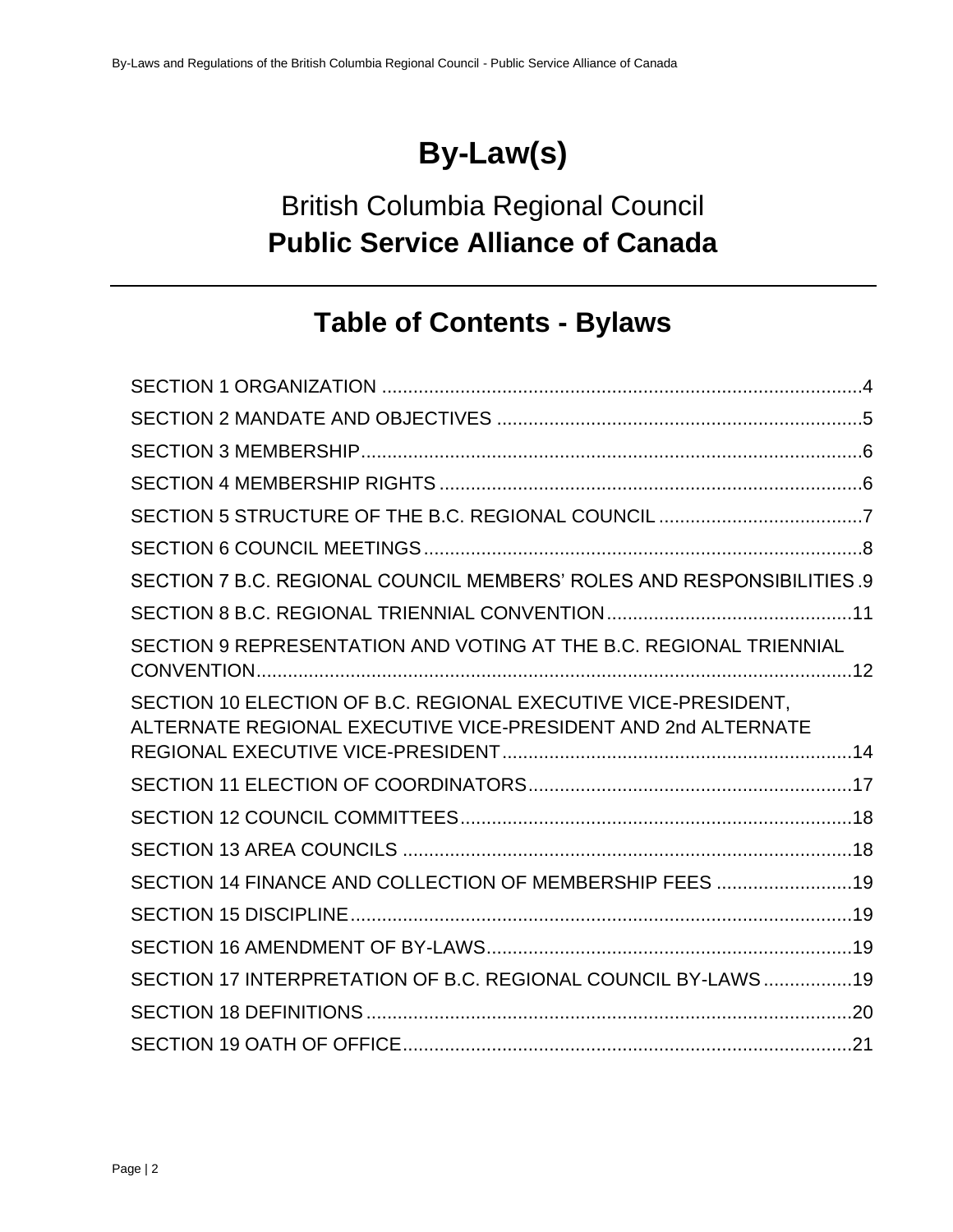# By-Law(s)

## British Columbia Regional Council
## **Public Service Alliance of Canada**

---

## Table of Contents - Bylaws

SECTION 1 ORGANIZATION ....................................................................................4

SECTION 2 MANDATE AND OBJECTIVES ..............................................................5

SECTION 3 MEMBERSHIP......................................................................................6

SECTION 4 MEMBERSHIP RIGHTS ........................................................................6

SECTION 5 STRUCTURE OF THE B.C. REGIONAL COUNCIL .................................7

SECTION 6 COUNCIL MEETINGS...........................................................................8

SECTION 7 B.C. REGIONAL COUNCIL MEMBERS' ROLES AND RESPONSIBILITIES .9

SECTION 8 B.C. REGIONAL TRIENNIAL CONVENTION........................................11

SECTION 9 REPRESENTATION AND VOTING AT THE B.C. REGIONAL TRIENNIAL CONVENTION.......................................................................................................12

SECTION 10 ELECTION OF B.C. REGIONAL EXECUTIVE VICE-PRESIDENT, ALTERNATE REGIONAL EXECUTIVE VICE-PRESIDENT AND 2nd ALTERNATE REGIONAL EXECUTIVE VICE-PRESIDENT.............................................................14

SECTION 11 ELECTION OF COORDINATORS.......................................................17

SECTION 12 COUNCIL COMMITTEES....................................................................18

SECTION 13 AREA COUNCILS ..............................................................................18

SECTION 14 FINANCE AND COLLECTION OF MEMBERSHIP FEES ........................19

SECTION 15 DISCIPLINE.......................................................................................19

SECTION 16 AMENDMENT OF BY-LAWS...............................................................19

SECTION 17 INTERPRETATION OF B.C. REGIONAL COUNCIL BY-LAWS................19

SECTION 18 DEFINITIONS.....................................................................................20

SECTION 19 OATH OF OFFICE...............................................................................21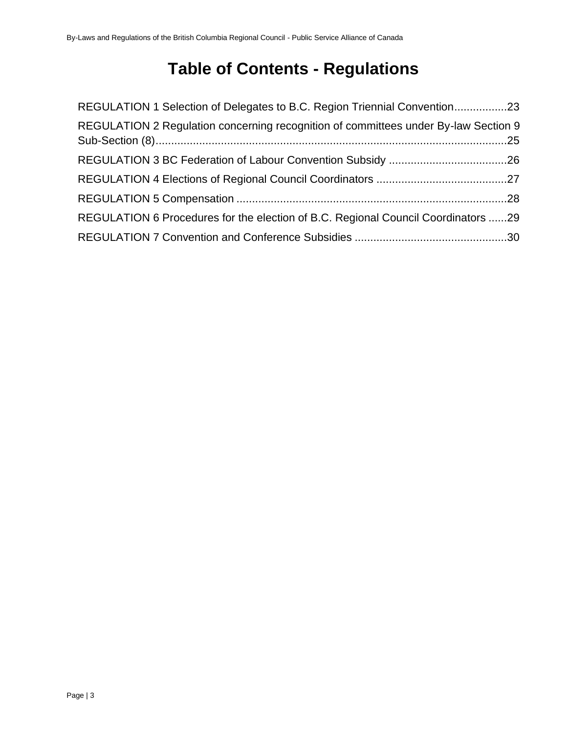# Table of Contents - Regulations

REGULATION 1 Selection of Delegates to B.C. Region Triennial Convention.................23

REGULATION 2 Regulation concerning recognition of committees under By-law Section 9 Sub-Section (8)..................................................................................................................25

REGULATION 3 BC Federation of Labour Convention Subsidy ......................................26

REGULATION 4 Elections of Regional Council Coordinators ..........................................27

REGULATION 5 Compensation ......................................................................................28

REGULATION 6 Procedures for the election of B.C. Regional Council Coordinators ......29

REGULATION 7 Convention and Conference Subsidies ................................................30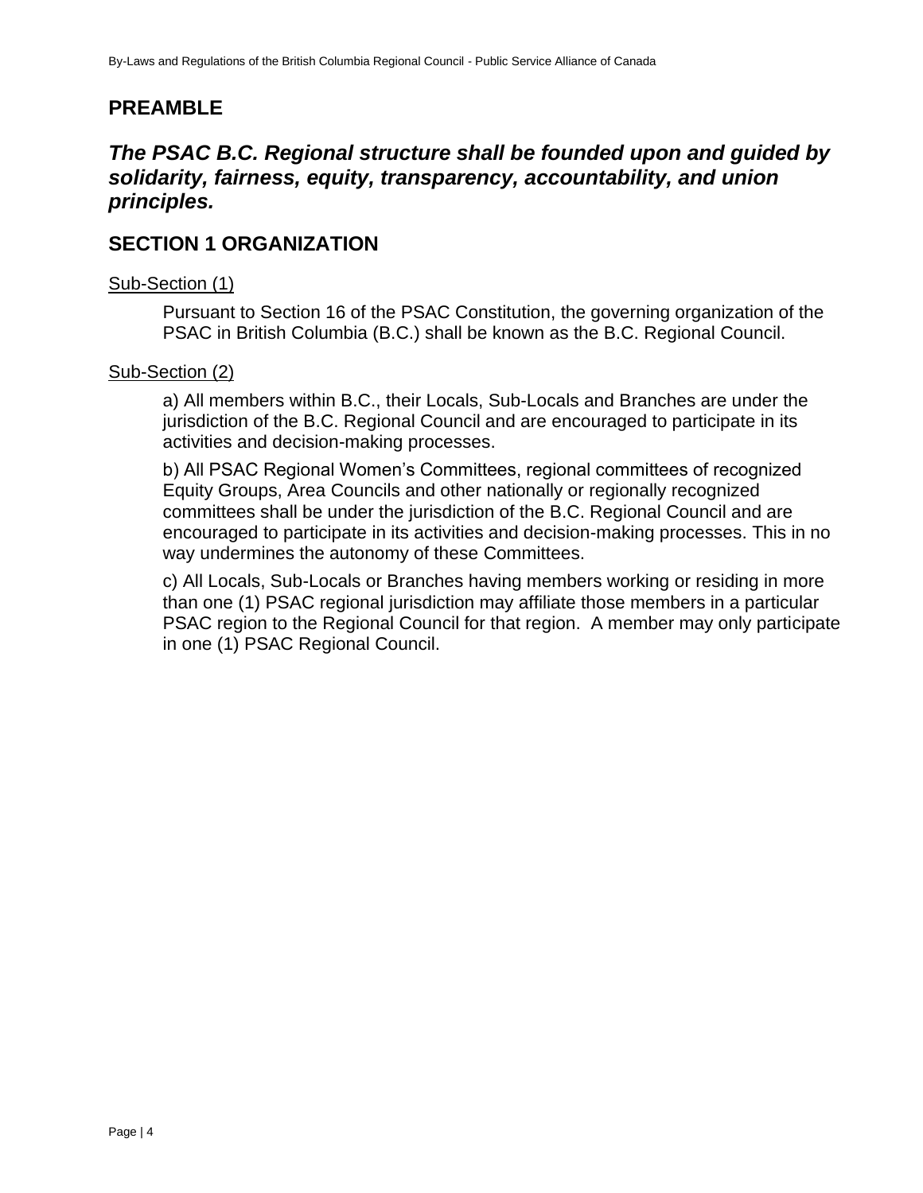## PREAMBLE

***The PSAC B.C. Regional structure shall be founded upon and guided by solidarity, fairness, equity, transparency, accountability, and union principles.***

## SECTION 1 ORGANIZATION

Sub-Section (1)

Pursuant to Section 16 of the PSAC Constitution, the governing organization of the PSAC in British Columbia (B.C.) shall be known as the B.C. Regional Council.

Sub-Section (2)

a) All members within B.C., their Locals, Sub-Locals and Branches are under the jurisdiction of the B.C. Regional Council and are encouraged to participate in its activities and decision-making processes.

b) All PSAC Regional Women's Committees, regional committees of recognized Equity Groups, Area Councils and other nationally or regionally recognized committees shall be under the jurisdiction of the B.C. Regional Council and are encouraged to participate in its activities and decision-making processes. This in no way undermines the autonomy of these Committees.

c) All Locals, Sub-Locals or Branches having members working or residing in more than one (1) PSAC regional jurisdiction may affiliate those members in a particular PSAC region to the Regional Council for that region. A member may only participate in one (1) PSAC Regional Council.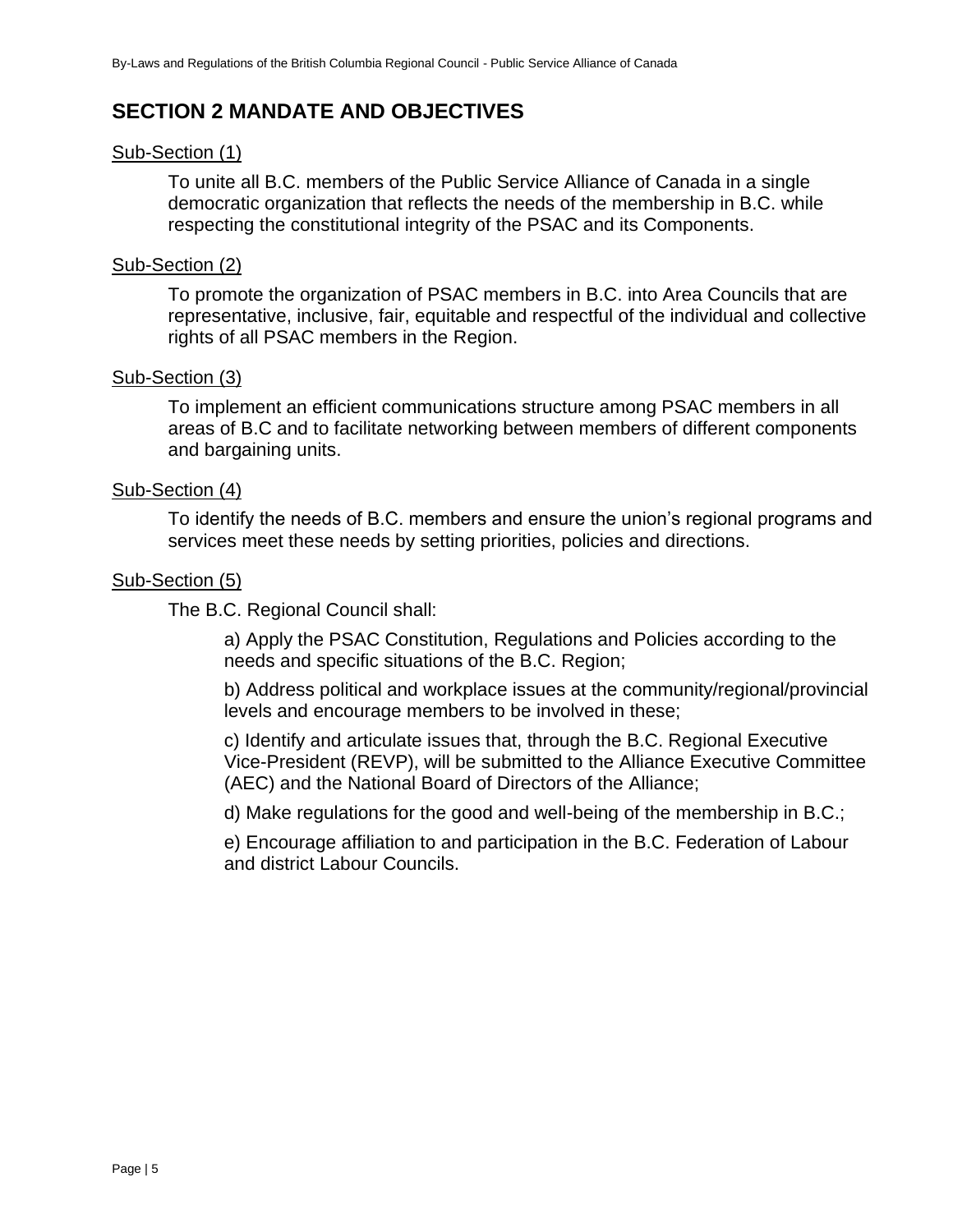## SECTION 2 MANDATE AND OBJECTIVES

Sub-Section (1)

To unite all B.C. members of the Public Service Alliance of Canada in a single democratic organization that reflects the needs of the membership in B.C. while respecting the constitutional integrity of the PSAC and its Components.

Sub-Section (2)

To promote the organization of PSAC members in B.C. into Area Councils that are representative, inclusive, fair, equitable and respectful of the individual and collective rights of all PSAC members in the Region.

Sub-Section (3)

To implement an efficient communications structure among PSAC members in all areas of B.C and to facilitate networking between members of different components and bargaining units.

Sub-Section (4)

To identify the needs of B.C. members and ensure the union's regional programs and services meet these needs by setting priorities, policies and directions.

Sub-Section (5)

The B.C. Regional Council shall:

a) Apply the PSAC Constitution, Regulations and Policies according to the needs and specific situations of the B.C. Region;

b) Address political and workplace issues at the community/regional/provincial levels and encourage members to be involved in these;

c) Identify and articulate issues that, through the B.C. Regional Executive Vice-President (REVP), will be submitted to the Alliance Executive Committee (AEC) and the National Board of Directors of the Alliance;

d) Make regulations for the good and well-being of the membership in B.C.;

e) Encourage affiliation to and participation in the B.C. Federation of Labour and district Labour Councils.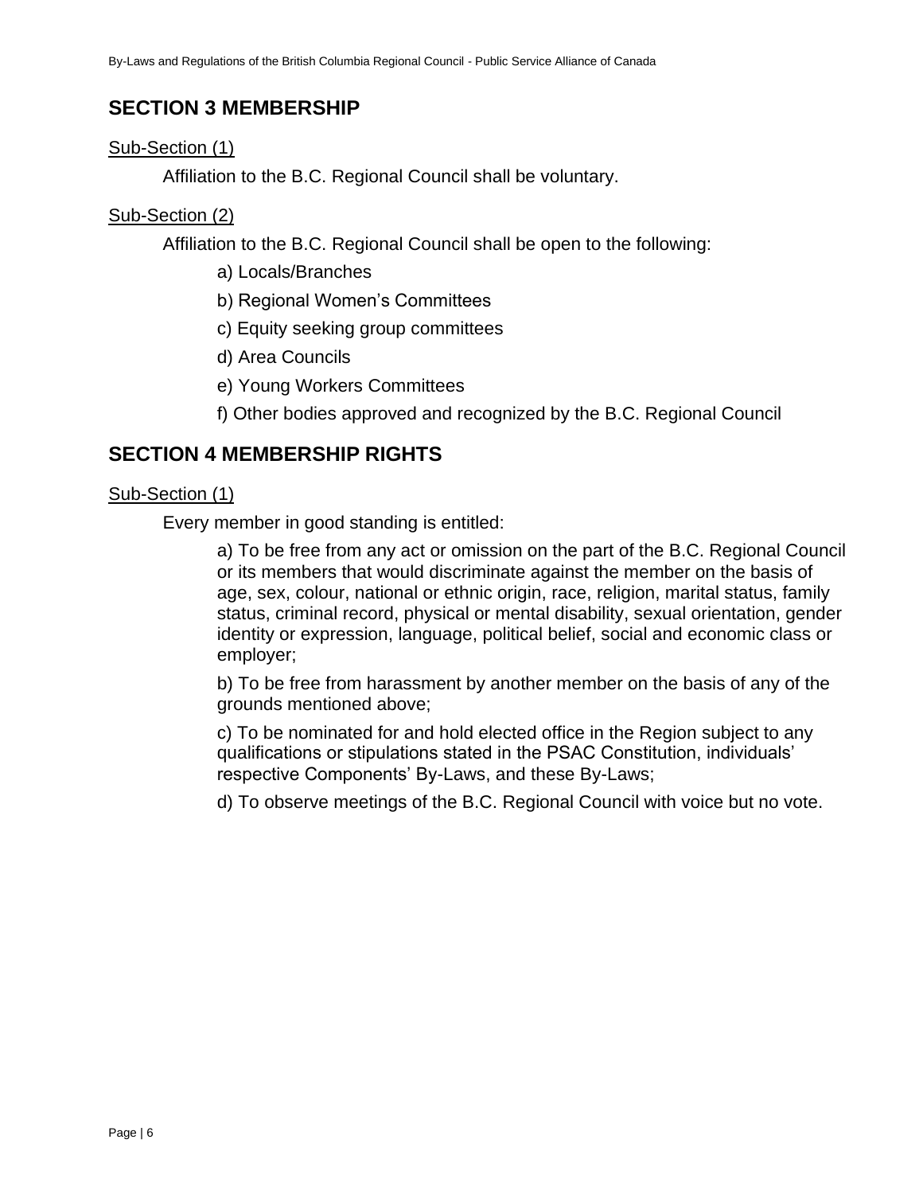## SECTION 3 MEMBERSHIP

Sub-Section (1)

Affiliation to the B.C. Regional Council shall be voluntary.

Sub-Section (2)

Affiliation to the B.C. Regional Council shall be open to the following:

a) Locals/Branches

b) Regional Women's Committees

c) Equity seeking group committees

d) Area Councils

e) Young Workers Committees

f) Other bodies approved and recognized by the B.C. Regional Council

## SECTION 4 MEMBERSHIP RIGHTS

Sub-Section (1)

Every member in good standing is entitled:

a) To be free from any act or omission on the part of the B.C. Regional Council or its members that would discriminate against the member on the basis of age, sex, colour, national or ethnic origin, race, religion, marital status, family status, criminal record, physical or mental disability, sexual orientation, gender identity or expression, language, political belief, social and economic class or employer;

b) To be free from harassment by another member on the basis of any of the grounds mentioned above;

c) To be nominated for and hold elected office in the Region subject to any qualifications or stipulations stated in the PSAC Constitution, individuals' respective Components' By-Laws, and these By-Laws;

d) To observe meetings of the B.C. Regional Council with voice but no vote.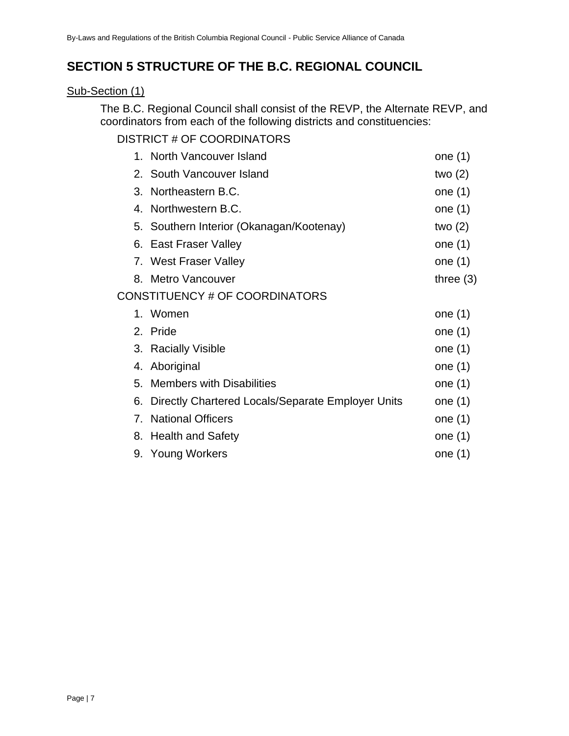## SECTION 5 STRUCTURE OF THE B.C. REGIONAL COUNCIL

Sub-Section (1)

The B.C. Regional Council shall consist of the REVP, the Alternate REVP, and coordinators from each of the following districts and constituencies:

| DISTRICT | # OF COORDINATORS |
|---|---|
| 1. North Vancouver Island | one (1) |
| 2. South Vancouver Island | two (2) |
| 3. Northeastern B.C. | one (1) |
| 4. Northwestern B.C. | one (1) |
| 5. Southern Interior (Okanagan/Kootenay) | two (2) |
| 6. East Fraser Valley | one (1) |
| 7. West Fraser Valley | one (1) |
| 8. Metro Vancouver | three (3) |

| CONSTITUENCY | # OF COORDINATORS |
|---|---|
| 1. Women | one (1) |
| 2. Pride | one (1) |
| 3. Racially Visible | one (1) |
| 4. Aboriginal | one (1) |
| 5. Members with Disabilities | one (1) |
| 6. Directly Chartered Locals/Separate Employer Units | one (1) |
| 7. National Officers | one (1) |
| 8. Health and Safety | one (1) |
| 9. Young Workers | one (1) |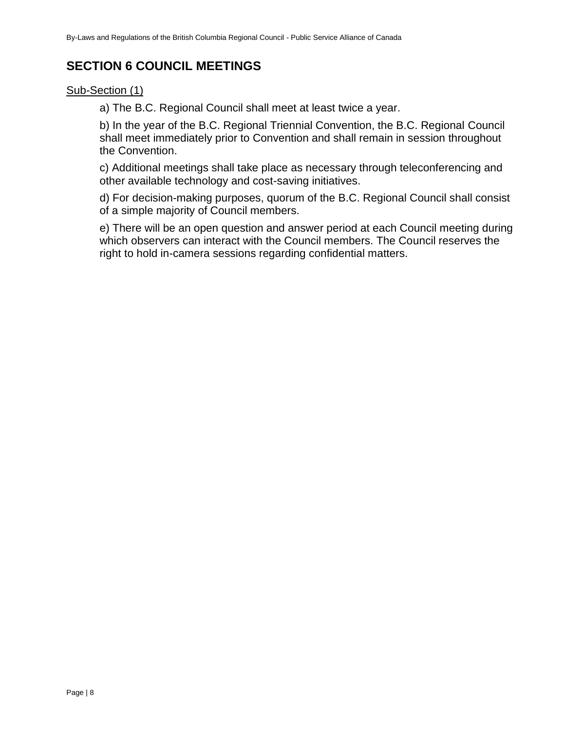## SECTION 6 COUNCIL MEETINGS

Sub-Section (1)

a) The B.C. Regional Council shall meet at least twice a year.

b) In the year of the B.C. Regional Triennial Convention, the B.C. Regional Council shall meet immediately prior to Convention and shall remain in session throughout the Convention.

c) Additional meetings shall take place as necessary through teleconferencing and other available technology and cost-saving initiatives.

d) For decision-making purposes, quorum of the B.C. Regional Council shall consist of a simple majority of Council members.

e) There will be an open question and answer period at each Council meeting during which observers can interact with the Council members. The Council reserves the right to hold in-camera sessions regarding confidential matters.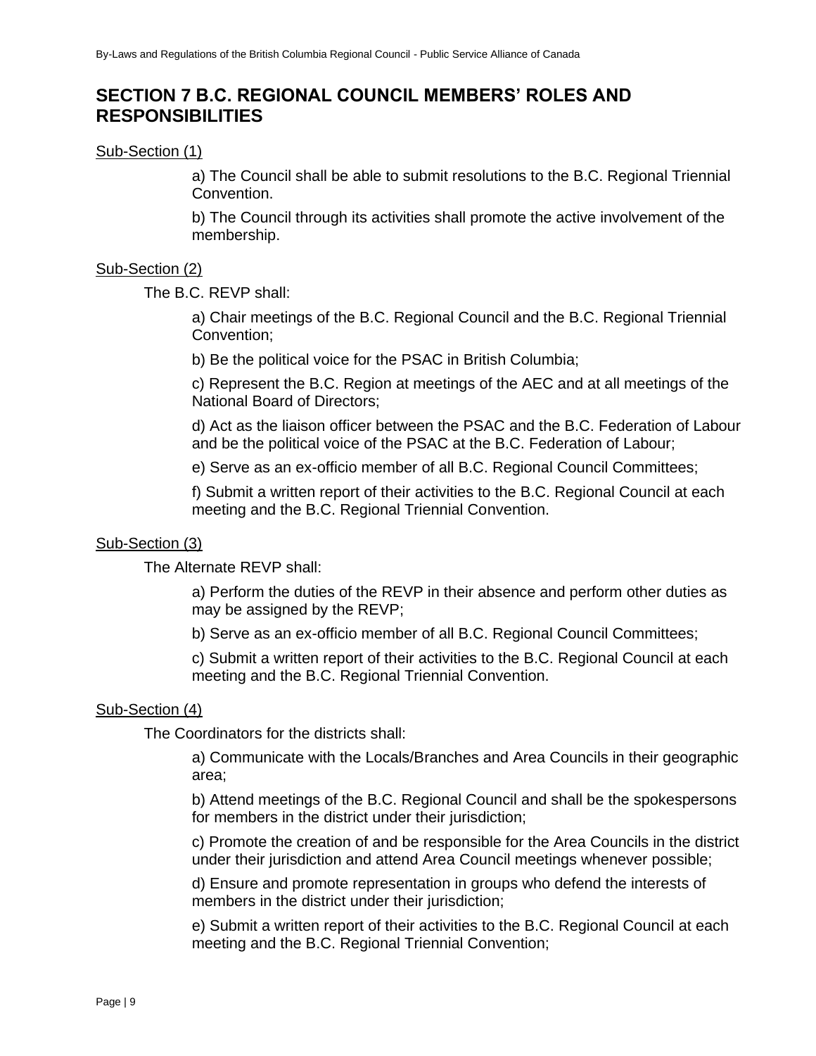## SECTION 7 B.C. REGIONAL COUNCIL MEMBERS' ROLES AND RESPONSIBILITIES

Sub-Section (1)

a) The Council shall be able to submit resolutions to the B.C. Regional Triennial Convention.

b) The Council through its activities shall promote the active involvement of the membership.

Sub-Section (2)

The B.C. REVP shall:

a) Chair meetings of the B.C. Regional Council and the B.C. Regional Triennial Convention;

b) Be the political voice for the PSAC in British Columbia;

c) Represent the B.C. Region at meetings of the AEC and at all meetings of the National Board of Directors;

d) Act as the liaison officer between the PSAC and the B.C. Federation of Labour and be the political voice of the PSAC at the B.C. Federation of Labour;

e) Serve as an ex-officio member of all B.C. Regional Council Committees;

f) Submit a written report of their activities to the B.C. Regional Council at each meeting and the B.C. Regional Triennial Convention.

Sub-Section (3)

The Alternate REVP shall:

a) Perform the duties of the REVP in their absence and perform other duties as may be assigned by the REVP;

b) Serve as an ex-officio member of all B.C. Regional Council Committees;

c) Submit a written report of their activities to the B.C. Regional Council at each meeting and the B.C. Regional Triennial Convention.

Sub-Section (4)

The Coordinators for the districts shall:

a) Communicate with the Locals/Branches and Area Councils in their geographic area;

b) Attend meetings of the B.C. Regional Council and shall be the spokespersons for members in the district under their jurisdiction;

c) Promote the creation of and be responsible for the Area Councils in the district under their jurisdiction and attend Area Council meetings whenever possible;

d) Ensure and promote representation in groups who defend the interests of members in the district under their jurisdiction;

e) Submit a written report of their activities to the B.C. Regional Council at each meeting and the B.C. Regional Triennial Convention;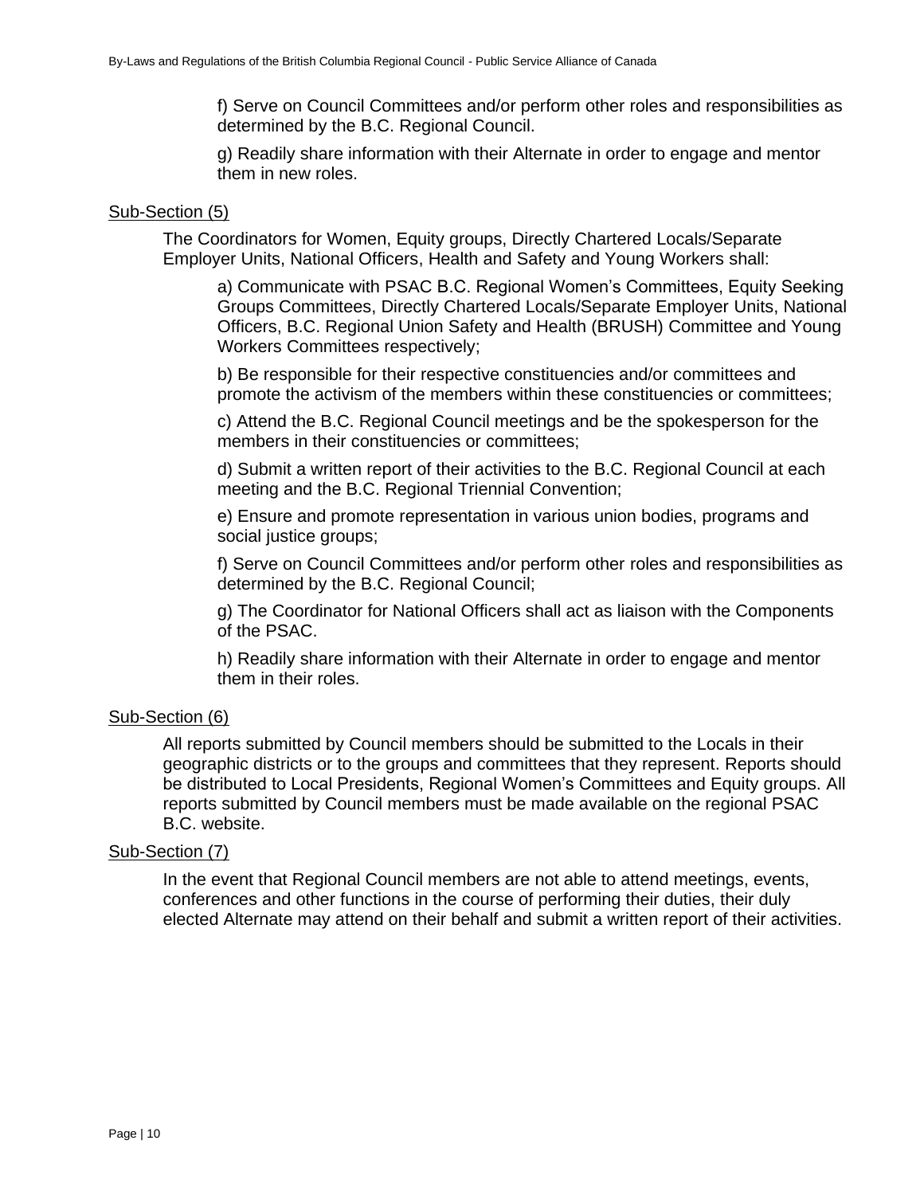f) Serve on Council Committees and/or perform other roles and responsibilities as determined by the B.C. Regional Council.

g) Readily share information with their Alternate in order to engage and mentor them in new roles.

Sub-Section (5)

The Coordinators for Women, Equity groups, Directly Chartered Locals/Separate Employer Units, National Officers, Health and Safety and Young Workers shall:

a) Communicate with PSAC B.C. Regional Women's Committees, Equity Seeking Groups Committees, Directly Chartered Locals/Separate Employer Units, National Officers, B.C. Regional Union Safety and Health (BRUSH) Committee and Young Workers Committees respectively;

b) Be responsible for their respective constituencies and/or committees and promote the activism of the members within these constituencies or committees;

c) Attend the B.C. Regional Council meetings and be the spokesperson for the members in their constituencies or committees;

d) Submit a written report of their activities to the B.C. Regional Council at each meeting and the B.C. Regional Triennial Convention;

e) Ensure and promote representation in various union bodies, programs and social justice groups;

f) Serve on Council Committees and/or perform other roles and responsibilities as determined by the B.C. Regional Council;

g) The Coordinator for National Officers shall act as liaison with the Components of the PSAC.

h) Readily share information with their Alternate in order to engage and mentor them in their roles.

Sub-Section (6)

All reports submitted by Council members should be submitted to the Locals in their geographic districts or to the groups and committees that they represent. Reports should be distributed to Local Presidents, Regional Women's Committees and Equity groups. All reports submitted by Council members must be made available on the regional PSAC B.C. website.

Sub-Section (7)

In the event that Regional Council members are not able to attend meetings, events, conferences and other functions in the course of performing their duties, their duly elected Alternate may attend on their behalf and submit a written report of their activities.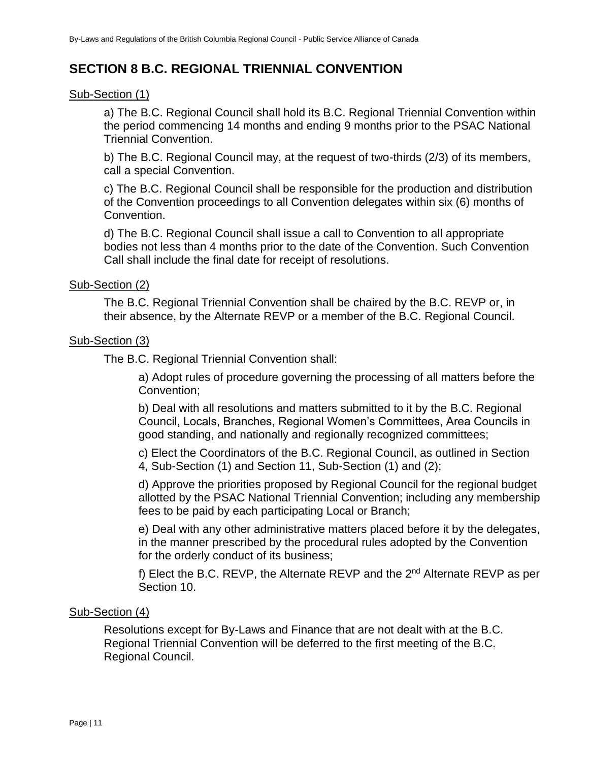## SECTION 8 B.C. REGIONAL TRIENNIAL CONVENTION

Sub-Section (1)

a) The B.C. Regional Council shall hold its B.C. Regional Triennial Convention within the period commencing 14 months and ending 9 months prior to the PSAC National Triennial Convention.

b) The B.C. Regional Council may, at the request of two-thirds (2/3) of its members, call a special Convention.

c) The B.C. Regional Council shall be responsible for the production and distribution of the Convention proceedings to all Convention delegates within six (6) months of Convention.

d) The B.C. Regional Council shall issue a call to Convention to all appropriate bodies not less than 4 months prior to the date of the Convention. Such Convention Call shall include the final date for receipt of resolutions.

Sub-Section (2)

The B.C. Regional Triennial Convention shall be chaired by the B.C. REVP or, in their absence, by the Alternate REVP or a member of the B.C. Regional Council.

Sub-Section (3)

The B.C. Regional Triennial Convention shall:

a) Adopt rules of procedure governing the processing of all matters before the Convention;

b) Deal with all resolutions and matters submitted to it by the B.C. Regional Council, Locals, Branches, Regional Women's Committees, Area Councils in good standing, and nationally and regionally recognized committees;

c) Elect the Coordinators of the B.C. Regional Council, as outlined in Section 4, Sub-Section (1) and Section 11, Sub-Section (1) and (2);

d) Approve the priorities proposed by Regional Council for the regional budget allotted by the PSAC National Triennial Convention; including any membership fees to be paid by each participating Local or Branch;

e) Deal with any other administrative matters placed before it by the delegates, in the manner prescribed by the procedural rules adopted by the Convention for the orderly conduct of its business;

f) Elect the B.C. REVP, the Alternate REVP and the 2nd Alternate REVP as per Section 10.

Sub-Section (4)

Resolutions except for By-Laws and Finance that are not dealt with at the B.C. Regional Triennial Convention will be deferred to the first meeting of the B.C. Regional Council.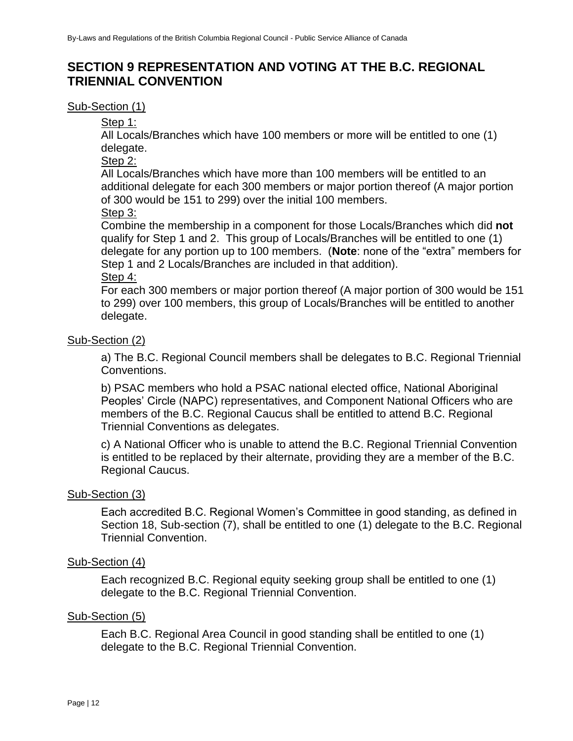## SECTION 9 REPRESENTATION AND VOTING AT THE B.C. REGIONAL TRIENNIAL CONVENTION

Sub-Section (1)

Step 1:
All Locals/Branches which have 100 members or more will be entitled to one (1) delegate.

Step 2:
All Locals/Branches which have more than 100 members will be entitled to an additional delegate for each 300 members or major portion thereof (A major portion of 300 would be 151 to 299) over the initial 100 members.

Step 3:
Combine the membership in a component for those Locals/Branches which did **not** qualify for Step 1 and 2. This group of Locals/Branches will be entitled to one (1) delegate for any portion up to 100 members. (**Note**: none of the "extra" members for Step 1 and 2 Locals/Branches are included in that addition).

Step 4:
For each 300 members or major portion thereof (A major portion of 300 would be 151 to 299) over 100 members, this group of Locals/Branches will be entitled to another delegate.

Sub-Section (2)

a) The B.C. Regional Council members shall be delegates to B.C. Regional Triennial Conventions.

b) PSAC members who hold a PSAC national elected office, National Aboriginal Peoples' Circle (NAPC) representatives, and Component National Officers who are members of the B.C. Regional Caucus shall be entitled to attend B.C. Regional Triennial Conventions as delegates.

c) A National Officer who is unable to attend the B.C. Regional Triennial Convention is entitled to be replaced by their alternate, providing they are a member of the B.C. Regional Caucus.

Sub-Section (3)

Each accredited B.C. Regional Women's Committee in good standing, as defined in Section 18, Sub-section (7), shall be entitled to one (1) delegate to the B.C. Regional Triennial Convention.

Sub-Section (4)

Each recognized B.C. Regional equity seeking group shall be entitled to one (1) delegate to the B.C. Regional Triennial Convention.

Sub-Section (5)

Each B.C. Regional Area Council in good standing shall be entitled to one (1) delegate to the B.C. Regional Triennial Convention.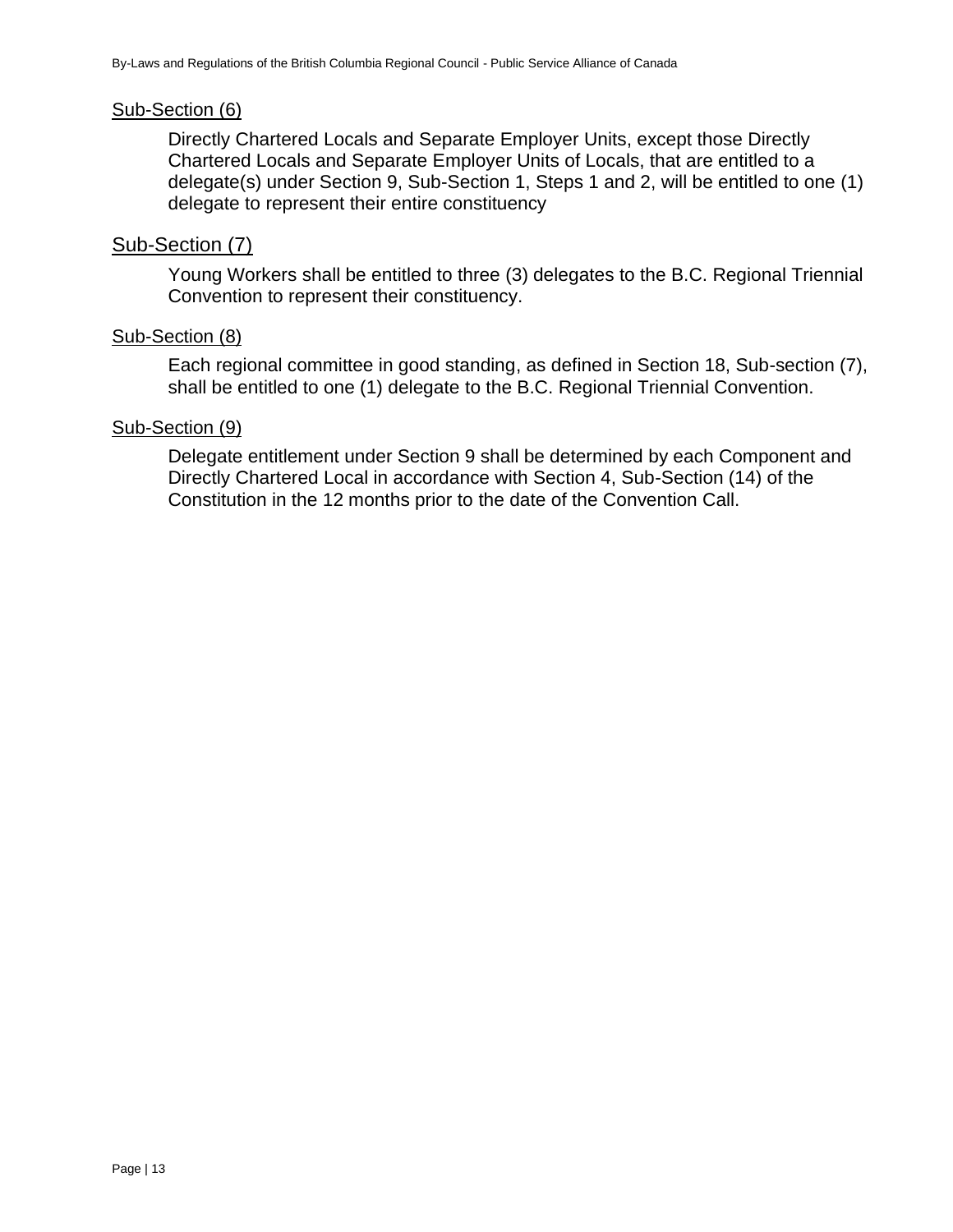<u>Sub-Section (6)</u>

Directly Chartered Locals and Separate Employer Units, except those Directly Chartered Locals and Separate Employer Units of Locals, that are entitled to a delegate(s) under Section 9, Sub-Section 1, Steps 1 and 2, will be entitled to one (1) delegate to represent their entire constituency

<u>Sub-Section (7)</u>

Young Workers shall be entitled to three (3) delegates to the B.C. Regional Triennial Convention to represent their constituency.

<u>Sub-Section (8)</u>

Each regional committee in good standing, as defined in Section 18, Sub-section (7), shall be entitled to one (1) delegate to the B.C. Regional Triennial Convention.

<u>Sub-Section (9)</u>

Delegate entitlement under Section 9 shall be determined by each Component and Directly Chartered Local in accordance with Section 4, Sub-Section (14) of the Constitution in the 12 months prior to the date of the Convention Call.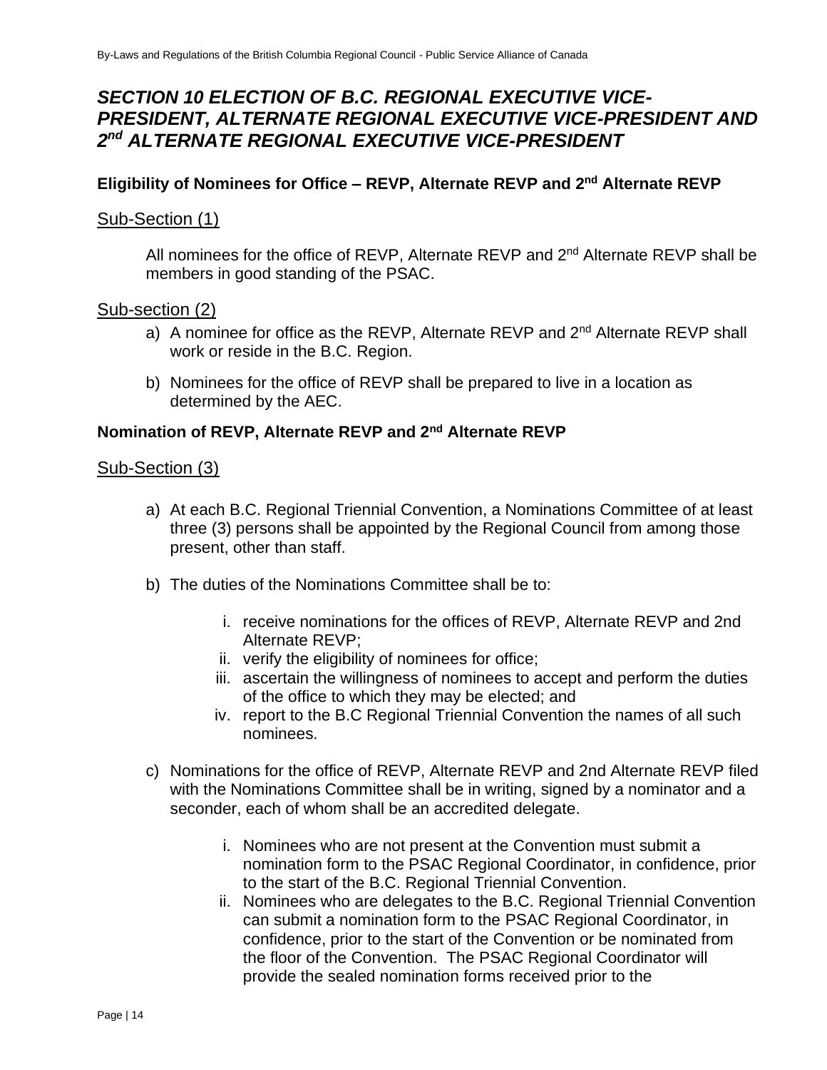## *SECTION 10 ELECTION OF B.C. REGIONAL EXECUTIVE VICE-PRESIDENT, ALTERNATE REGIONAL EXECUTIVE VICE-PRESIDENT AND 2nd ALTERNATE REGIONAL EXECUTIVE VICE-PRESIDENT*

### Eligibility of Nominees for Office – REVP, Alternate REVP and 2nd Alternate REVP

Sub-Section (1)

All nominees for the office of REVP, Alternate REVP and 2nd Alternate REVP shall be members in good standing of the PSAC.

Sub-section (2)

a) A nominee for office as the REVP, Alternate REVP and 2nd Alternate REVP shall work or reside in the B.C. Region.

b) Nominees for the office of REVP shall be prepared to live in a location as determined by the AEC.

### Nomination of REVP, Alternate REVP and 2nd Alternate REVP

Sub-Section (3)

a) At each B.C. Regional Triennial Convention, a Nominations Committee of at least three (3) persons shall be appointed by the Regional Council from among those present, other than staff.

b) The duties of the Nominations Committee shall be to:

   i. receive nominations for the offices of REVP, Alternate REVP and 2nd Alternate REVP;
   ii. verify the eligibility of nominees for office;
   iii. ascertain the willingness of nominees to accept and perform the duties of the office to which they may be elected; and
   iv. report to the B.C Regional Triennial Convention the names of all such nominees.

c) Nominations for the office of REVP, Alternate REVP and 2nd Alternate REVP filed with the Nominations Committee shall be in writing, signed by a nominator and a seconder, each of whom shall be an accredited delegate.

   i. Nominees who are not present at the Convention must submit a nomination form to the PSAC Regional Coordinator, in confidence, prior to the start of the B.C. Regional Triennial Convention.
   ii. Nominees who are delegates to the B.C. Regional Triennial Convention can submit a nomination form to the PSAC Regional Coordinator, in confidence, prior to the start of the Convention or be nominated from the floor of the Convention. The PSAC Regional Coordinator will provide the sealed nomination forms received prior to the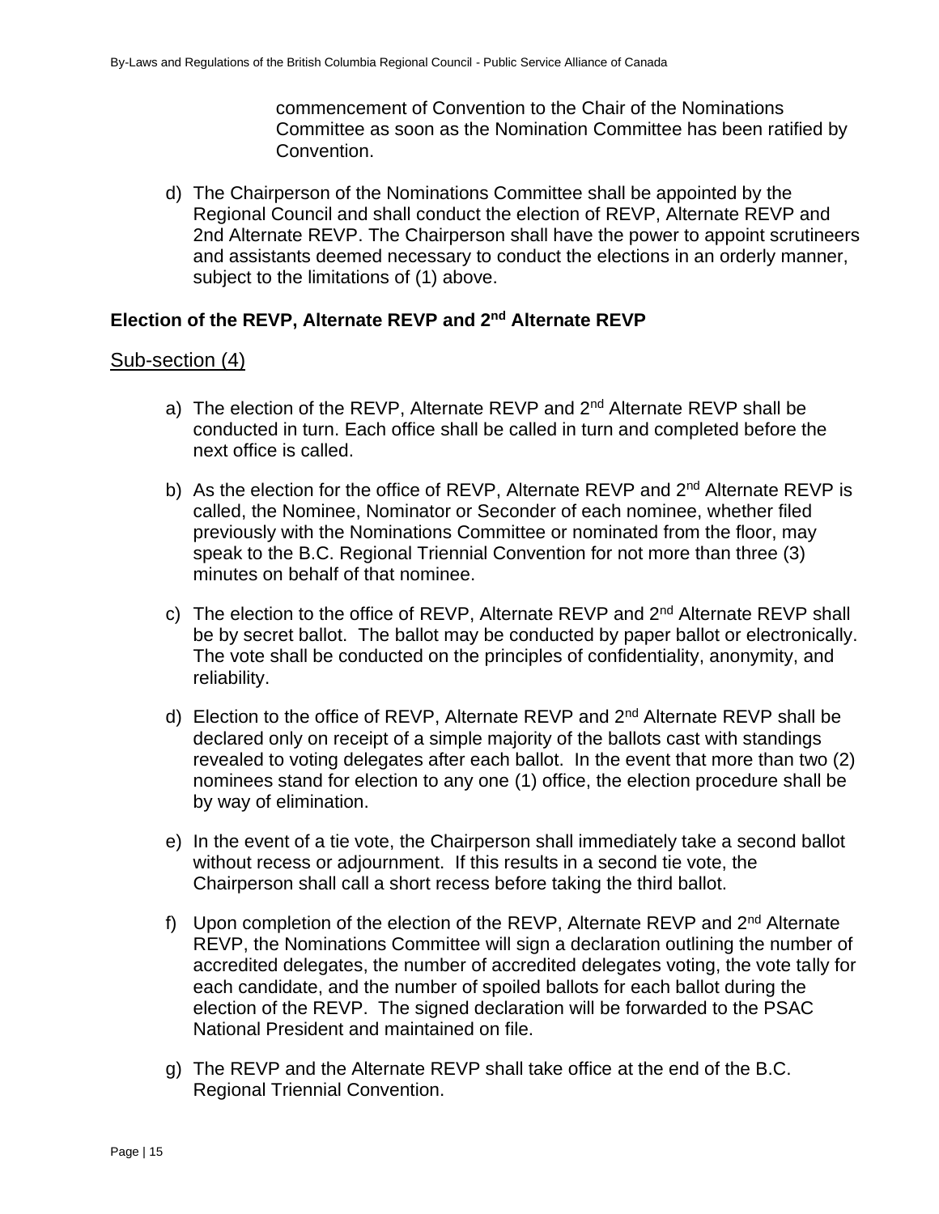commencement of Convention to the Chair of the Nominations Committee as soon as the Nomination Committee has been ratified by Convention.

d) The Chairperson of the Nominations Committee shall be appointed by the Regional Council and shall conduct the election of REVP, Alternate REVP and 2nd Alternate REVP. The Chairperson shall have the power to appoint scrutineers and assistants deemed necessary to conduct the elections in an orderly manner, subject to the limitations of (1) above.

**Election of the REVP, Alternate REVP and 2nd Alternate REVP**

Sub-section (4)

a) The election of the REVP, Alternate REVP and 2nd Alternate REVP shall be conducted in turn. Each office shall be called in turn and completed before the next office is called.

b) As the election for the office of REVP, Alternate REVP and 2nd Alternate REVP is called, the Nominee, Nominator or Seconder of each nominee, whether filed previously with the Nominations Committee or nominated from the floor, may speak to the B.C. Regional Triennial Convention for not more than three (3) minutes on behalf of that nominee.

c) The election to the office of REVP, Alternate REVP and 2nd Alternate REVP shall be by secret ballot. The ballot may be conducted by paper ballot or electronically. The vote shall be conducted on the principles of confidentiality, anonymity, and reliability.

d) Election to the office of REVP, Alternate REVP and 2nd Alternate REVP shall be declared only on receipt of a simple majority of the ballots cast with standings revealed to voting delegates after each ballot. In the event that more than two (2) nominees stand for election to any one (1) office, the election procedure shall be by way of elimination.

e) In the event of a tie vote, the Chairperson shall immediately take a second ballot without recess or adjournment. If this results in a second tie vote, the Chairperson shall call a short recess before taking the third ballot.

f) Upon completion of the election of the REVP, Alternate REVP and 2nd Alternate REVP, the Nominations Committee will sign a declaration outlining the number of accredited delegates, the number of accredited delegates voting, the vote tally for each candidate, and the number of spoiled ballots for each ballot during the election of the REVP. The signed declaration will be forwarded to the PSAC National President and maintained on file.

g) The REVP and the Alternate REVP shall take office at the end of the B.C. Regional Triennial Convention.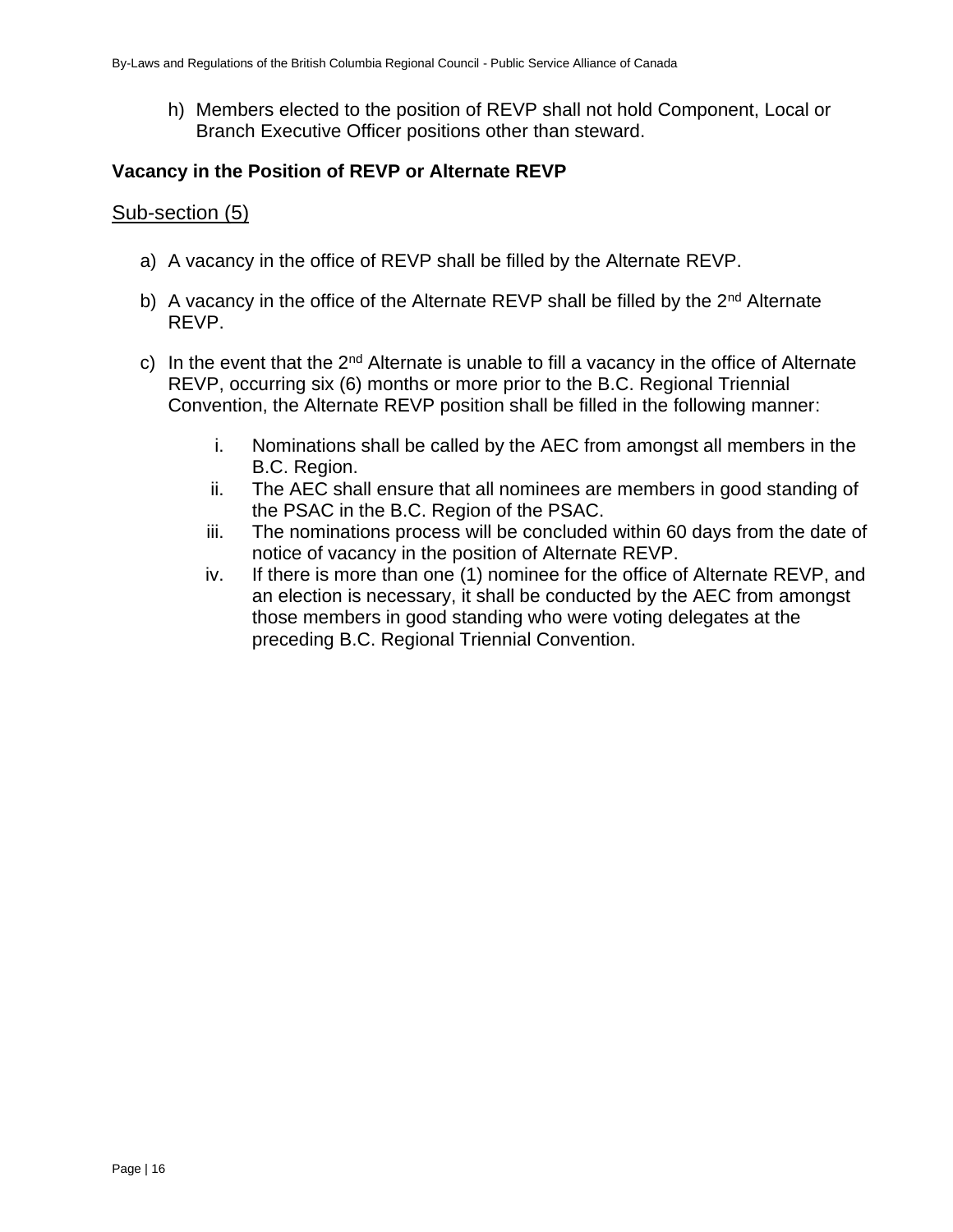h) Members elected to the position of REVP shall not hold Component, Local or Branch Executive Officer positions other than steward.

### Vacancy in the Position of REVP or Alternate REVP

Sub-section (5)

a) A vacancy in the office of REVP shall be filled by the Alternate REVP.

b) A vacancy in the office of the Alternate REVP shall be filled by the 2nd Alternate REVP.

c) In the event that the 2nd Alternate is unable to fill a vacancy in the office of Alternate REVP, occurring six (6) months or more prior to the B.C. Regional Triennial Convention, the Alternate REVP position shall be filled in the following manner:

   i. Nominations shall be called by the AEC from amongst all members in the B.C. Region.
   ii. The AEC shall ensure that all nominees are members in good standing of the PSAC in the B.C. Region of the PSAC.
   iii. The nominations process will be concluded within 60 days from the date of notice of vacancy in the position of Alternate REVP.
   iv. If there is more than one (1) nominee for the office of Alternate REVP, and an election is necessary, it shall be conducted by the AEC from amongst those members in good standing who were voting delegates at the preceding B.C. Regional Triennial Convention.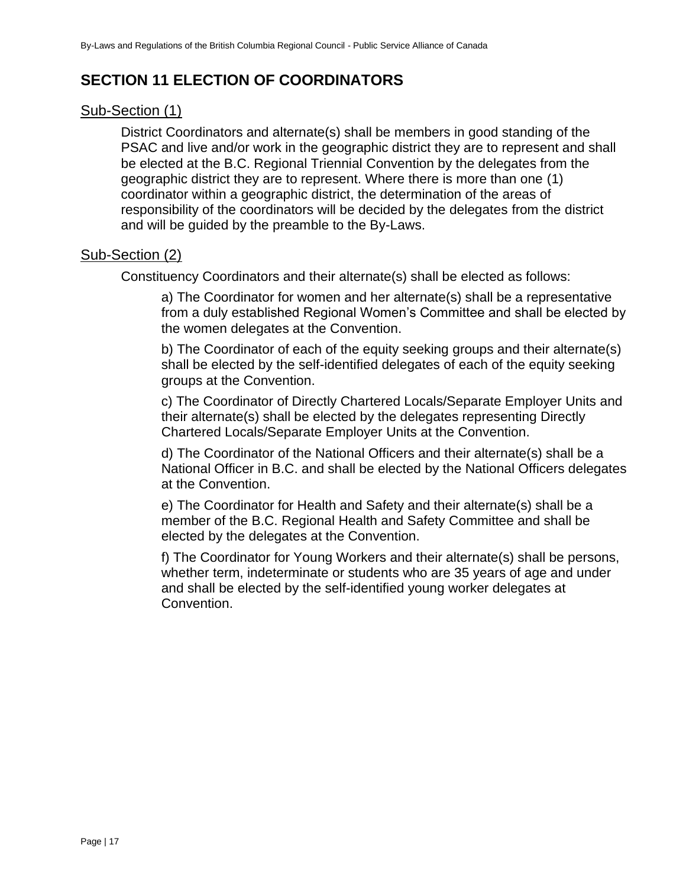## SECTION 11 ELECTION OF COORDINATORS

### Sub-Section (1)

District Coordinators and alternate(s) shall be members in good standing of the PSAC and live and/or work in the geographic district they are to represent and shall be elected at the B.C. Regional Triennial Convention by the delegates from the geographic district they are to represent. Where there is more than one (1) coordinator within a geographic district, the determination of the areas of responsibility of the coordinators will be decided by the delegates from the district and will be guided by the preamble to the By-Laws.

### Sub-Section (2)

Constituency Coordinators and their alternate(s) shall be elected as follows:

a) The Coordinator for women and her alternate(s) shall be a representative from a duly established Regional Women's Committee and shall be elected by the women delegates at the Convention.

b) The Coordinator of each of the equity seeking groups and their alternate(s) shall be elected by the self-identified delegates of each of the equity seeking groups at the Convention.

c) The Coordinator of Directly Chartered Locals/Separate Employer Units and their alternate(s) shall be elected by the delegates representing Directly Chartered Locals/Separate Employer Units at the Convention.

d) The Coordinator of the National Officers and their alternate(s) shall be a National Officer in B.C. and shall be elected by the National Officers delegates at the Convention.

e) The Coordinator for Health and Safety and their alternate(s) shall be a member of the B.C. Regional Health and Safety Committee and shall be elected by the delegates at the Convention.

f) The Coordinator for Young Workers and their alternate(s) shall be persons, whether term, indeterminate or students who are 35 years of age and under and shall be elected by the self-identified young worker delegates at Convention.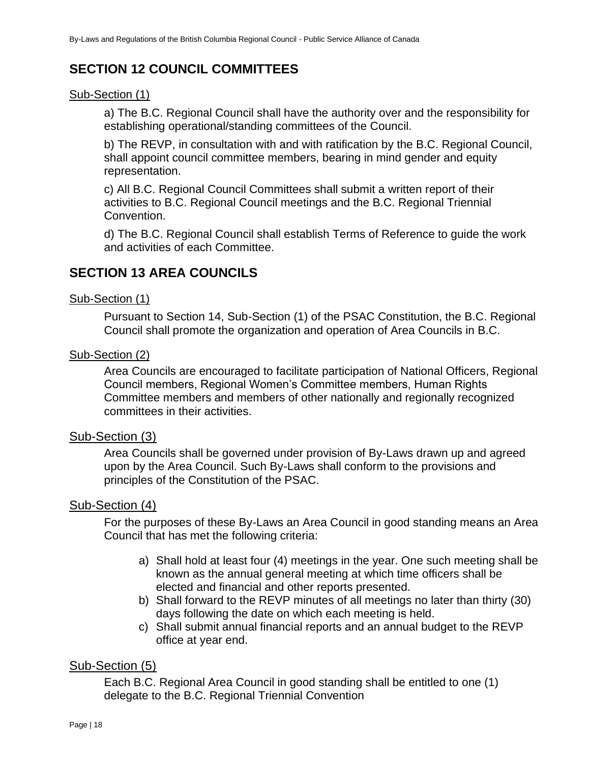## SECTION 12 COUNCIL COMMITTEES

Sub-Section (1)

a) The B.C. Regional Council shall have the authority over and the responsibility for establishing operational/standing committees of the Council.

b) The REVP, in consultation with and with ratification by the B.C. Regional Council, shall appoint council committee members, bearing in mind gender and equity representation.

c) All B.C. Regional Council Committees shall submit a written report of their activities to B.C. Regional Council meetings and the B.C. Regional Triennial Convention.

d) The B.C. Regional Council shall establish Terms of Reference to guide the work and activities of each Committee.

## SECTION 13 AREA COUNCILS

Sub-Section (1)

Pursuant to Section 14, Sub-Section (1) of the PSAC Constitution, the B.C. Regional Council shall promote the organization and operation of Area Councils in B.C.

Sub-Section (2)

Area Councils are encouraged to facilitate participation of National Officers, Regional Council members, Regional Women's Committee members, Human Rights Committee members and members of other nationally and regionally recognized committees in their activities.

Sub-Section (3)

Area Councils shall be governed under provision of By-Laws drawn up and agreed upon by the Area Council. Such By-Laws shall conform to the provisions and principles of the Constitution of the PSAC.

Sub-Section (4)

For the purposes of these By-Laws an Area Council in good standing means an Area Council that has met the following criteria:

a) Shall hold at least four (4) meetings in the year. One such meeting shall be known as the annual general meeting at which time officers shall be elected and financial and other reports presented.
b) Shall forward to the REVP minutes of all meetings no later than thirty (30) days following the date on which each meeting is held.
c) Shall submit annual financial reports and an annual budget to the REVP office at year end.

Sub-Section (5)

Each B.C. Regional Area Council in good standing shall be entitled to one (1) delegate to the B.C. Regional Triennial Convention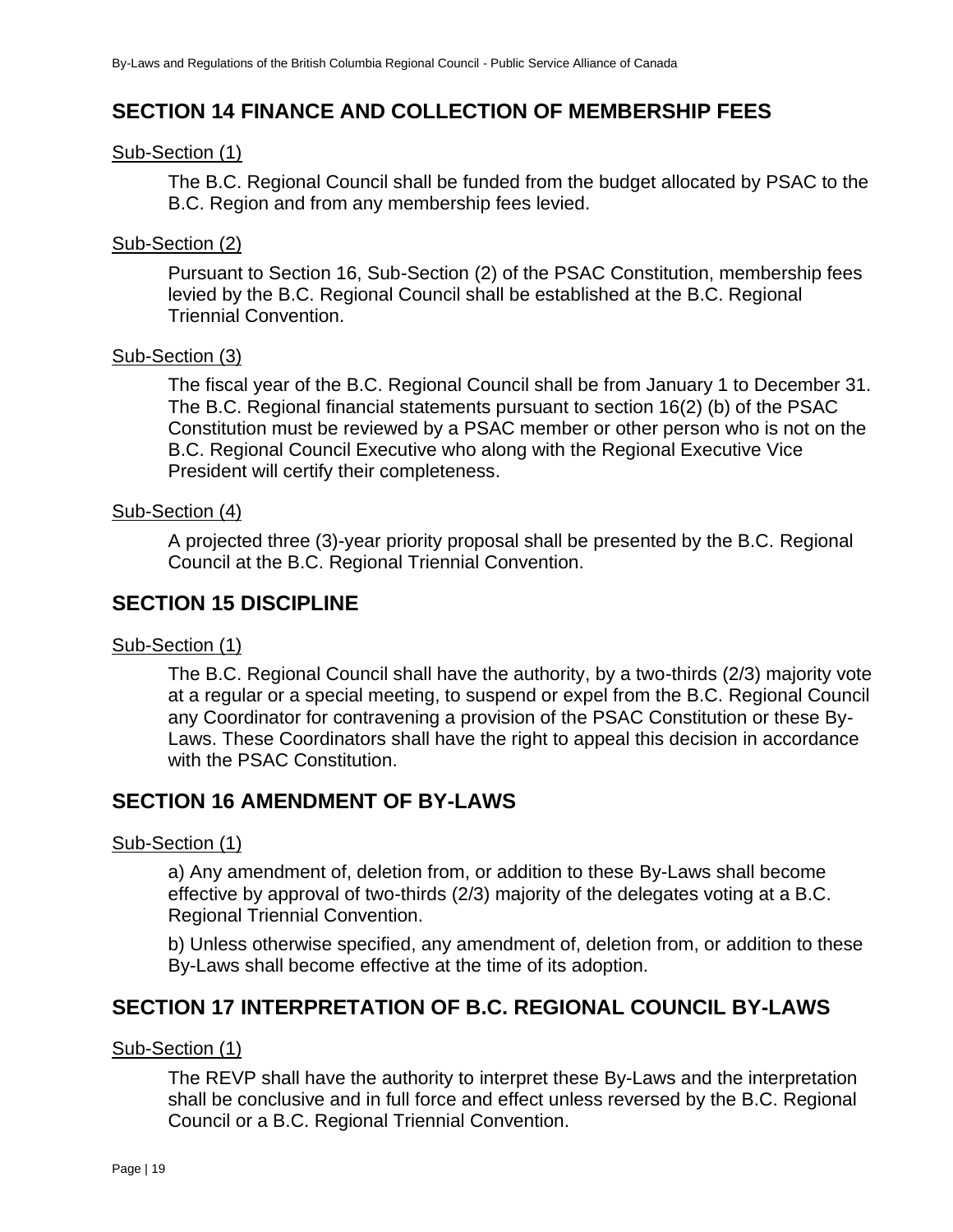## SECTION 14 FINANCE AND COLLECTION OF MEMBERSHIP FEES

Sub-Section (1)

The B.C. Regional Council shall be funded from the budget allocated by PSAC to the B.C. Region and from any membership fees levied.

Sub-Section (2)

Pursuant to Section 16, Sub-Section (2) of the PSAC Constitution, membership fees levied by the B.C. Regional Council shall be established at the B.C. Regional Triennial Convention.

Sub-Section (3)

The fiscal year of the B.C. Regional Council shall be from January 1 to December 31. The B.C. Regional financial statements pursuant to section 16(2) (b) of the PSAC Constitution must be reviewed by a PSAC member or other person who is not on the B.C. Regional Council Executive who along with the Regional Executive Vice President will certify their completeness.

Sub-Section (4)

A projected three (3)-year priority proposal shall be presented by the B.C. Regional Council at the B.C. Regional Triennial Convention.

## SECTION 15 DISCIPLINE

Sub-Section (1)

The B.C. Regional Council shall have the authority, by a two-thirds (2/3) majority vote at a regular or a special meeting, to suspend or expel from the B.C. Regional Council any Coordinator for contravening a provision of the PSAC Constitution or these By-Laws. These Coordinators shall have the right to appeal this decision in accordance with the PSAC Constitution.

## SECTION 16 AMENDMENT OF BY-LAWS

Sub-Section (1)

a) Any amendment of, deletion from, or addition to these By-Laws shall become effective by approval of two-thirds (2/3) majority of the delegates voting at a B.C. Regional Triennial Convention.

b) Unless otherwise specified, any amendment of, deletion from, or addition to these By-Laws shall become effective at the time of its adoption.

## SECTION 17 INTERPRETATION OF B.C. REGIONAL COUNCIL BY-LAWS

Sub-Section (1)

The REVP shall have the authority to interpret these By-Laws and the interpretation shall be conclusive and in full force and effect unless reversed by the B.C. Regional Council or a B.C. Regional Triennial Convention.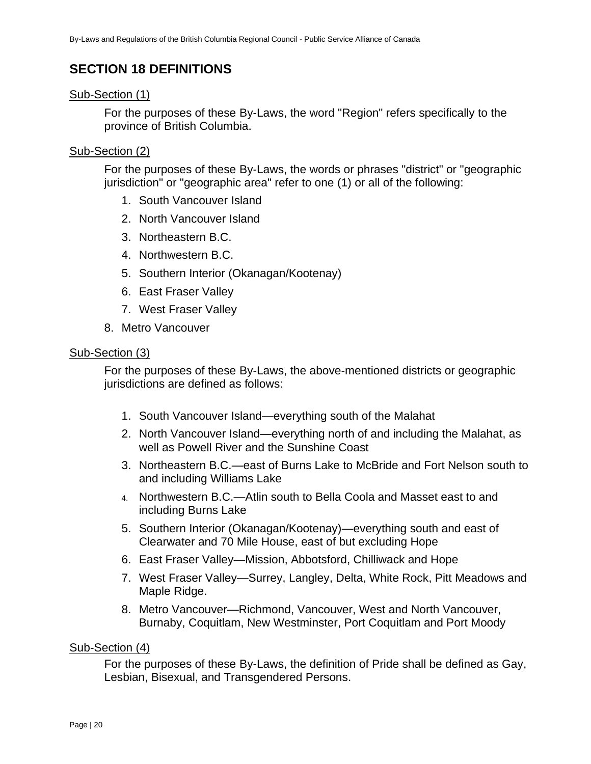## SECTION 18 DEFINITIONS

Sub-Section (1)

For the purposes of these By-Laws, the word "Region" refers specifically to the province of British Columbia.

Sub-Section (2)

For the purposes of these By-Laws, the words or phrases "district" or "geographic jurisdiction" or "geographic area" refer to one (1) or all of the following:

1. South Vancouver Island
2. North Vancouver Island
3. Northeastern B.C.
4. Northwestern B.C.
5. Southern Interior (Okanagan/Kootenay)
6. East Fraser Valley
7. West Fraser Valley
8. Metro Vancouver

Sub-Section (3)

For the purposes of these By-Laws, the above-mentioned districts or geographic jurisdictions are defined as follows:

1. South Vancouver Island—everything south of the Malahat
2. North Vancouver Island—everything north of and including the Malahat, as well as Powell River and the Sunshine Coast
3. Northeastern B.C.—east of Burns Lake to McBride and Fort Nelson south to and including Williams Lake
4. Northwestern B.C.—Atlin south to Bella Coola and Masset east to and including Burns Lake
5. Southern Interior (Okanagan/Kootenay)—everything south and east of Clearwater and 70 Mile House, east of but excluding Hope
6. East Fraser Valley—Mission, Abbotsford, Chilliwack and Hope
7. West Fraser Valley—Surrey, Langley, Delta, White Rock, Pitt Meadows and Maple Ridge.
8. Metro Vancouver—Richmond, Vancouver, West and North Vancouver, Burnaby, Coquitlam, New Westminster, Port Coquitlam and Port Moody

Sub-Section (4)

For the purposes of these By-Laws, the definition of Pride shall be defined as Gay, Lesbian, Bisexual, and Transgendered Persons.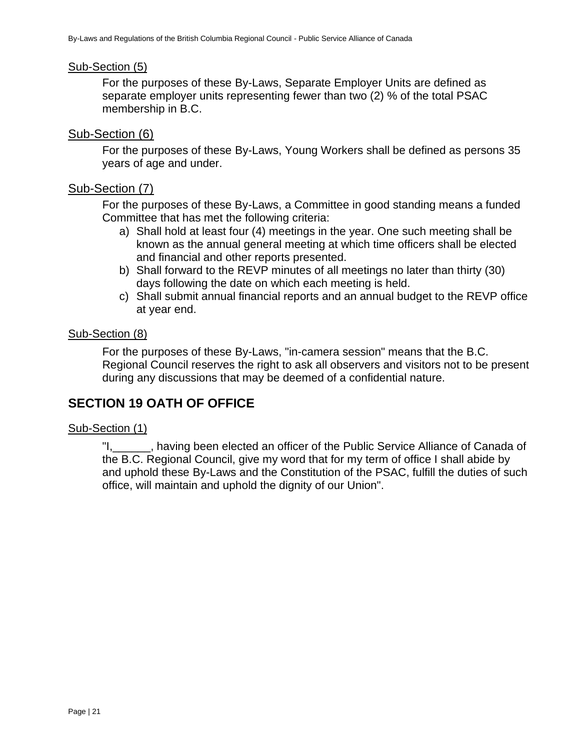Sub-Section (5)

For the purposes of these By-Laws, Separate Employer Units are defined as separate employer units representing fewer than two (2) % of the total PSAC membership in B.C.

Sub-Section (6)

For the purposes of these By-Laws, Young Workers shall be defined as persons 35 years of age and under.

Sub-Section (7)

For the purposes of these By-Laws, a Committee in good standing means a funded Committee that has met the following criteria:

a) Shall hold at least four (4) meetings in the year. One such meeting shall be known as the annual general meeting at which time officers shall be elected and financial and other reports presented.
b) Shall forward to the REVP minutes of all meetings no later than thirty (30) days following the date on which each meeting is held.
c) Shall submit annual financial reports and an annual budget to the REVP office at year end.

Sub-Section (8)

For the purposes of these By-Laws, "in-camera session" means that the B.C. Regional Council reserves the right to ask all observers and visitors not to be present during any discussions that may be deemed of a confidential nature.

## SECTION 19 OATH OF OFFICE

Sub-Section (1)

"I,______, having been elected an officer of the Public Service Alliance of Canada of the B.C. Regional Council, give my word that for my term of office I shall abide by and uphold these By-Laws and the Constitution of the PSAC, fulfill the duties of such office, will maintain and uphold the dignity of our Union".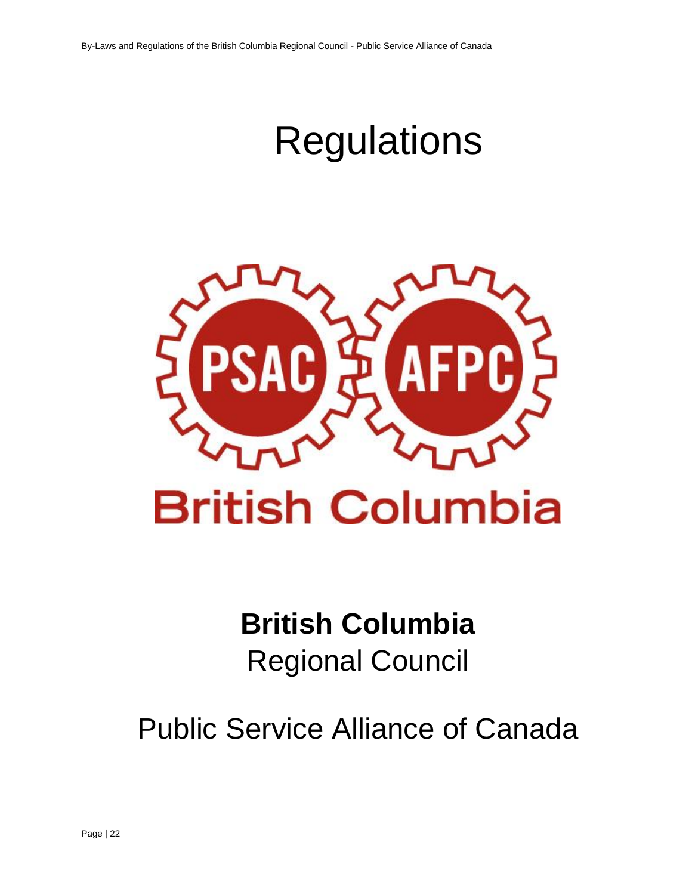# Regulations

**British Columbia**
Regional Council

Public Service Alliance of Canada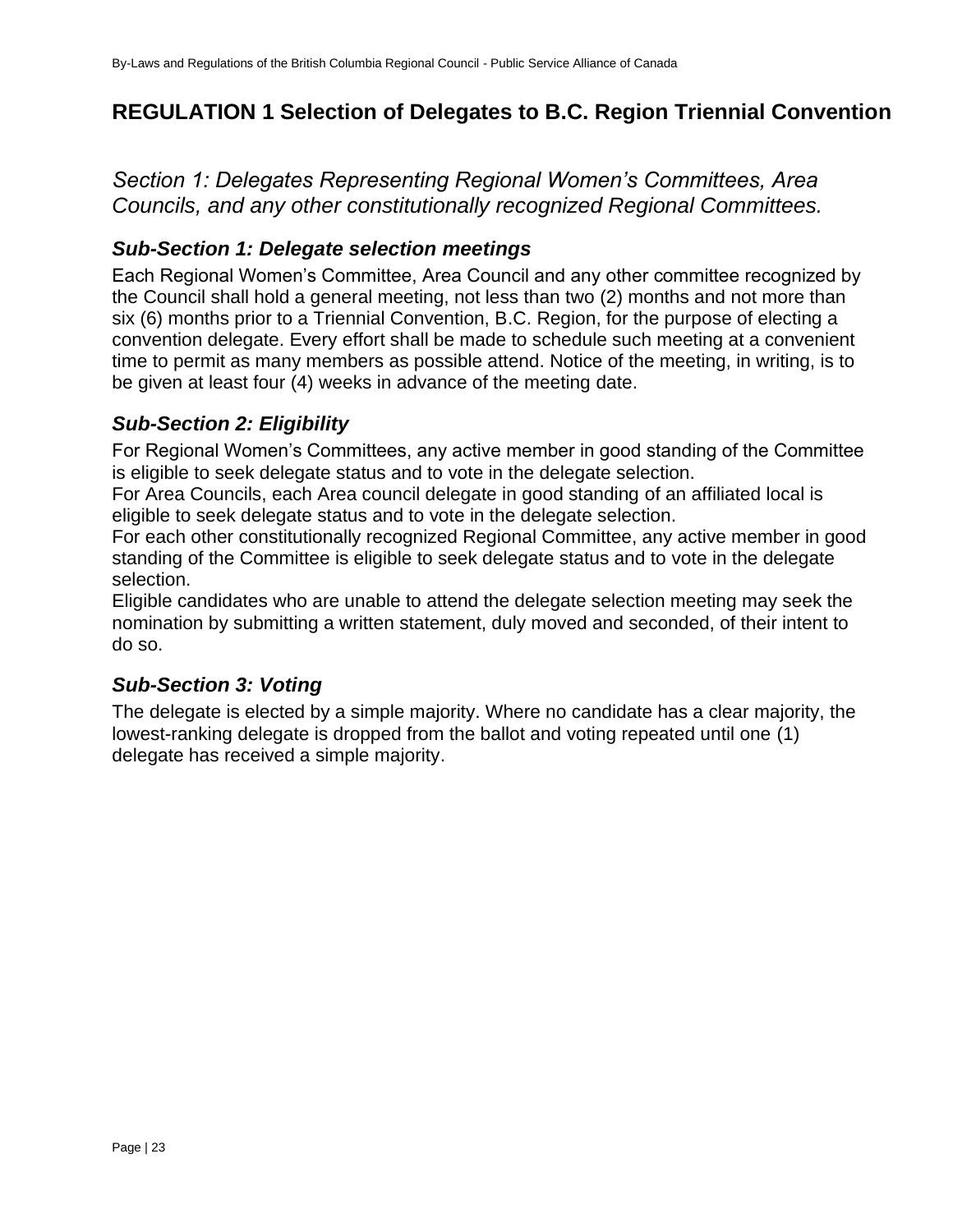# REGULATION 1 Selection of Delegates to B.C. Region Triennial Convention

## *Section 1: Delegates Representing Regional Women's Committees, Area Councils, and any other constitutionally recognized Regional Committees.*

### *Sub-Section 1: Delegate selection meetings*

Each Regional Women's Committee, Area Council and any other committee recognized by the Council shall hold a general meeting, not less than two (2) months and not more than six (6) months prior to a Triennial Convention, B.C. Region, for the purpose of electing a convention delegate. Every effort shall be made to schedule such meeting at a convenient time to permit as many members as possible attend. Notice of the meeting, in writing, is to be given at least four (4) weeks in advance of the meeting date.

### *Sub-Section 2: Eligibility*

For Regional Women's Committees, any active member in good standing of the Committee is eligible to seek delegate status and to vote in the delegate selection.

For Area Councils, each Area council delegate in good standing of an affiliated local is eligible to seek delegate status and to vote in the delegate selection.

For each other constitutionally recognized Regional Committee, any active member in good standing of the Committee is eligible to seek delegate status and to vote in the delegate selection.

Eligible candidates who are unable to attend the delegate selection meeting may seek the nomination by submitting a written statement, duly moved and seconded, of their intent to do so.

### *Sub-Section 3: Voting*

The delegate is elected by a simple majority. Where no candidate has a clear majority, the lowest-ranking delegate is dropped from the ballot and voting repeated until one (1) delegate has received a simple majority.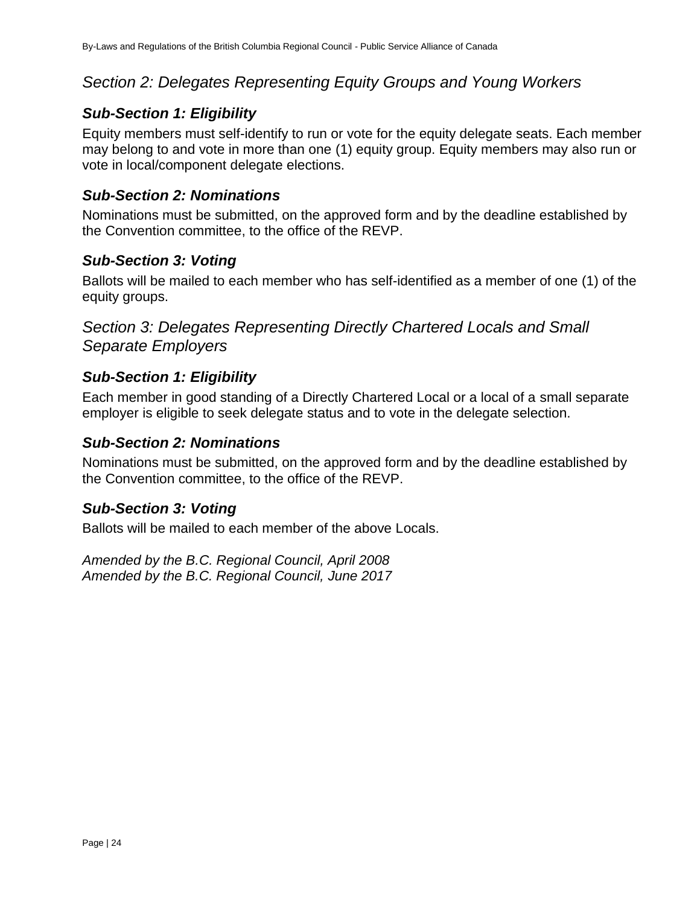## *Section 2: Delegates Representing Equity Groups and Young Workers*

### ***Sub-Section 1: Eligibility***

Equity members must self-identify to run or vote for the equity delegate seats. Each member may belong to and vote in more than one (1) equity group. Equity members may also run or vote in local/component delegate elections.

### ***Sub-Section 2: Nominations***

Nominations must be submitted, on the approved form and by the deadline established by the Convention committee, to the office of the REVP.

### ***Sub-Section 3: Voting***

Ballots will be mailed to each member who has self-identified as a member of one (1) of the equity groups.

## *Section 3: Delegates Representing Directly Chartered Locals and Small Separate Employers*

### ***Sub-Section 1: Eligibility***

Each member in good standing of a Directly Chartered Local or a local of a small separate employer is eligible to seek delegate status and to vote in the delegate selection.

### ***Sub-Section 2: Nominations***

Nominations must be submitted, on the approved form and by the deadline established by the Convention committee, to the office of the REVP.

### ***Sub-Section 3: Voting***

Ballots will be mailed to each member of the above Locals.

*Amended by the B.C. Regional Council, April 2008*
*Amended by the B.C. Regional Council, June 2017*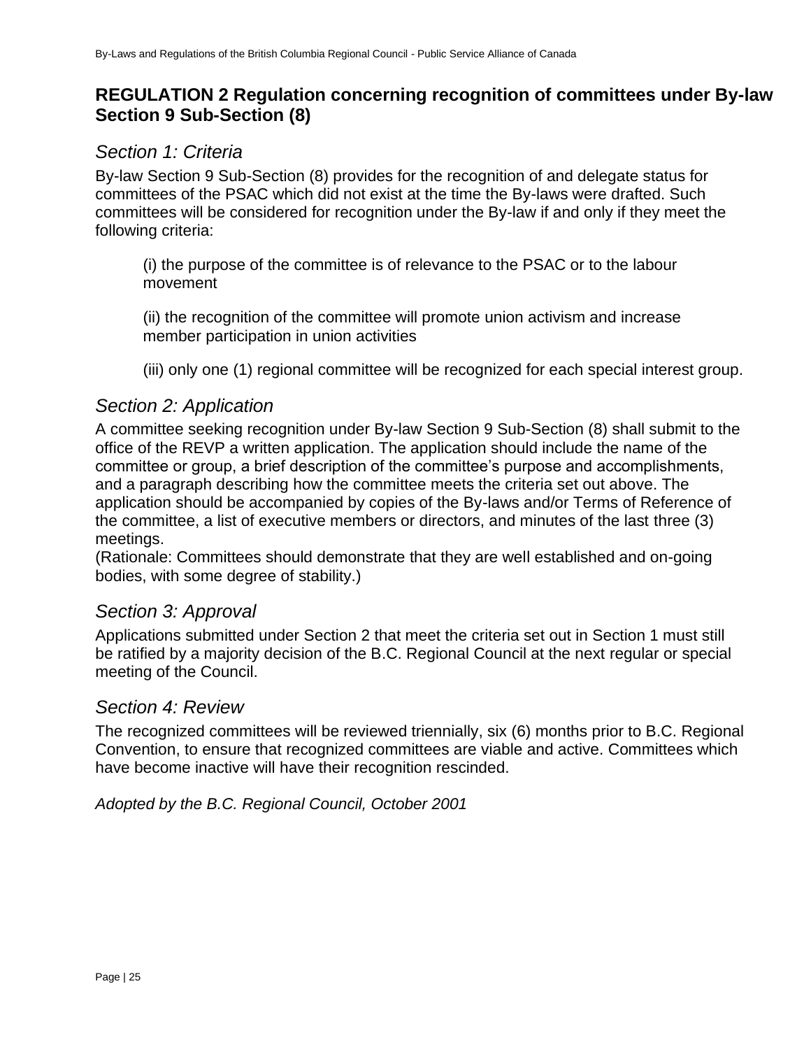## REGULATION 2 Regulation concerning recognition of committees under By-law Section 9 Sub-Section (8)

### *Section 1: Criteria*

By-law Section 9 Sub-Section (8) provides for the recognition of and delegate status for committees of the PSAC which did not exist at the time the By-laws were drafted. Such committees will be considered for recognition under the By-law if and only if they meet the following criteria:

(i) the purpose of the committee is of relevance to the PSAC or to the labour movement

(ii) the recognition of the committee will promote union activism and increase member participation in union activities

(iii) only one (1) regional committee will be recognized for each special interest group.

### *Section 2: Application*

A committee seeking recognition under By-law Section 9 Sub-Section (8) shall submit to the office of the REVP a written application. The application should include the name of the committee or group, a brief description of the committee's purpose and accomplishments, and a paragraph describing how the committee meets the criteria set out above. The application should be accompanied by copies of the By-laws and/or Terms of Reference of the committee, a list of executive members or directors, and minutes of the last three (3) meetings.
(Rationale: Committees should demonstrate that they are well established and on-going bodies, with some degree of stability.)

### *Section 3: Approval*

Applications submitted under Section 2 that meet the criteria set out in Section 1 must still be ratified by a majority decision of the B.C. Regional Council at the next regular or special meeting of the Council.

### *Section 4: Review*

The recognized committees will be reviewed triennially, six (6) months prior to B.C. Regional Convention, to ensure that recognized committees are viable and active. Committees which have become inactive will have their recognition rescinded.

*Adopted by the B.C. Regional Council, October 2001*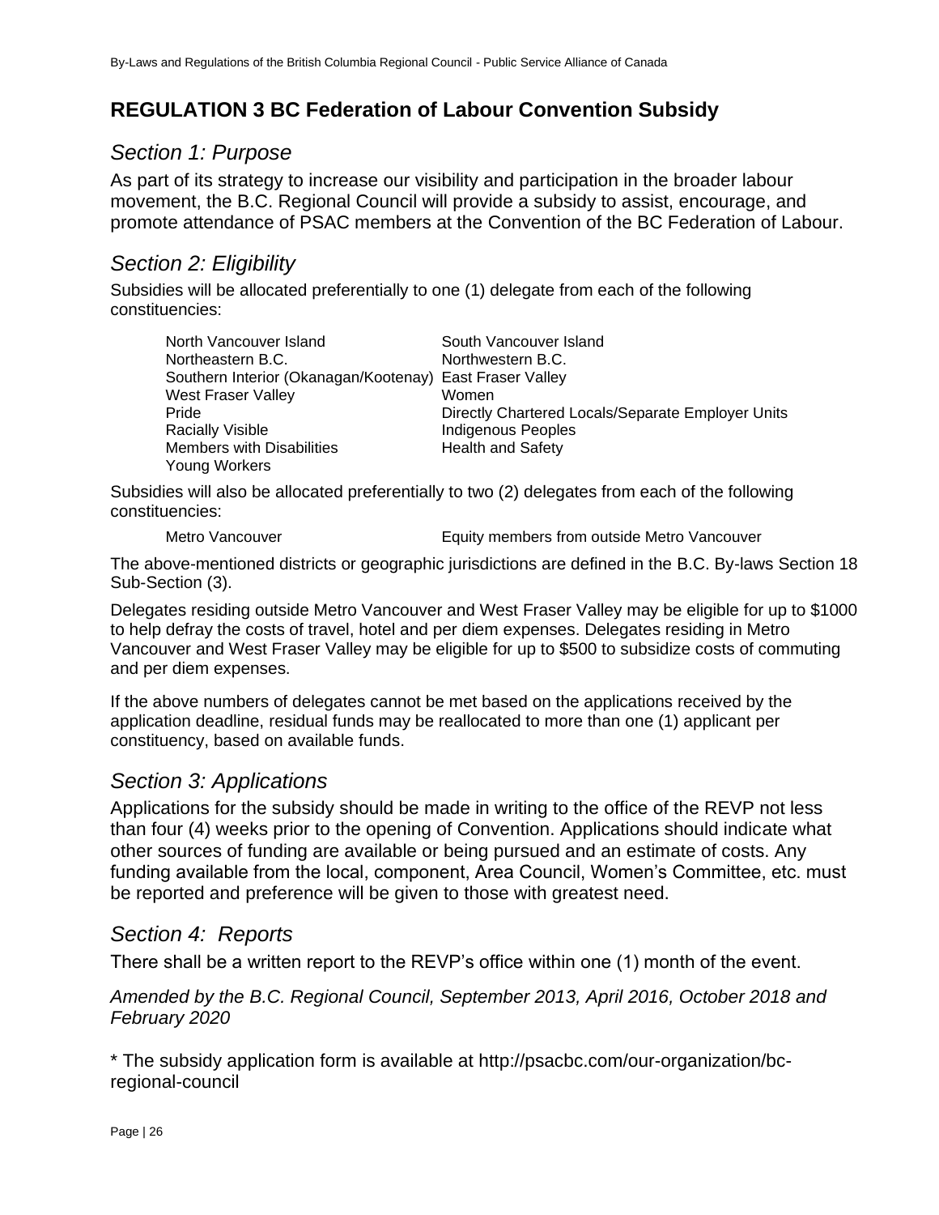## REGULATION 3 BC Federation of Labour Convention Subsidy

### *Section 1: Purpose*

As part of its strategy to increase our visibility and participation in the broader labour movement, the B.C. Regional Council will provide a subsidy to assist, encourage, and promote attendance of PSAC members at the Convention of the BC Federation of Labour.

### *Section 2: Eligibility*

Subsidies will be allocated preferentially to one (1) delegate from each of the following constituencies:

| | |
|---|---|
| North Vancouver Island | South Vancouver Island |
| Northeastern B.C. | Northwestern B.C. |
| Southern Interior (Okanagan/Kootenay) | East Fraser Valley |
| West Fraser Valley | Women |
| Pride | Directly Chartered Locals/Separate Employer Units |
| Racially Visible | Indigenous Peoples |
| Members with Disabilities | Health and Safety |
| Young Workers | |

Subsidies will also be allocated preferentially to two (2) delegates from each of the following constituencies:

| | |
|---|---|
| Metro Vancouver | Equity members from outside Metro Vancouver |

The above-mentioned districts or geographic jurisdictions are defined in the B.C. By-laws Section 18 Sub-Section (3).

Delegates residing outside Metro Vancouver and West Fraser Valley may be eligible for up to $1000 to help defray the costs of travel, hotel and per diem expenses. Delegates residing in Metro Vancouver and West Fraser Valley may be eligible for up to $500 to subsidize costs of commuting and per diem expenses.

If the above numbers of delegates cannot be met based on the applications received by the application deadline, residual funds may be reallocated to more than one (1) applicant per constituency, based on available funds.

### *Section 3: Applications*

Applications for the subsidy should be made in writing to the office of the REVP not less than four (4) weeks prior to the opening of Convention. Applications should indicate what other sources of funding are available or being pursued and an estimate of costs. Any funding available from the local, component, Area Council, Women's Committee, etc. must be reported and preference will be given to those with greatest need.

### *Section 4: Reports*

There shall be a written report to the REVP's office within one (1) month of the event.

*Amended by the B.C. Regional Council, September 2013, April 2016, October 2018 and February 2020*

* The subsidy application form is available at http://psacbc.com/our-organization/bc-regional-council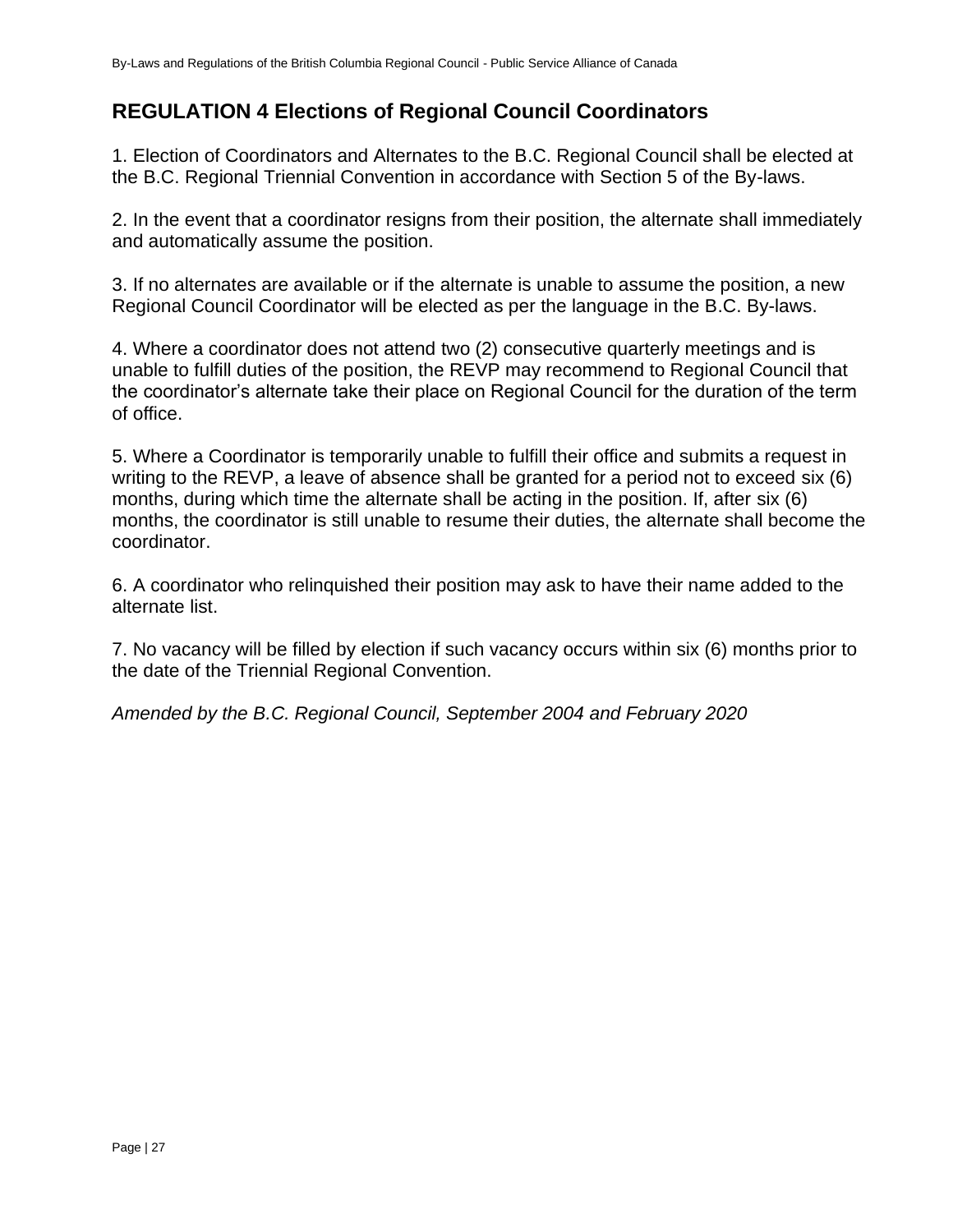## REGULATION 4 Elections of Regional Council Coordinators

1. Election of Coordinators and Alternates to the B.C. Regional Council shall be elected at the B.C. Regional Triennial Convention in accordance with Section 5 of the By-laws.

2. In the event that a coordinator resigns from their position, the alternate shall immediately and automatically assume the position.

3. If no alternates are available or if the alternate is unable to assume the position, a new Regional Council Coordinator will be elected as per the language in the B.C. By-laws.

4. Where a coordinator does not attend two (2) consecutive quarterly meetings and is unable to fulfill duties of the position, the REVP may recommend to Regional Council that the coordinator's alternate take their place on Regional Council for the duration of the term of office.

5. Where a Coordinator is temporarily unable to fulfill their office and submits a request in writing to the REVP, a leave of absence shall be granted for a period not to exceed six (6) months, during which time the alternate shall be acting in the position. If, after six (6) months, the coordinator is still unable to resume their duties, the alternate shall become the coordinator.

6. A coordinator who relinquished their position may ask to have their name added to the alternate list.

7. No vacancy will be filled by election if such vacancy occurs within six (6) months prior to the date of the Triennial Regional Convention.

*Amended by the B.C. Regional Council, September 2004 and February 2020*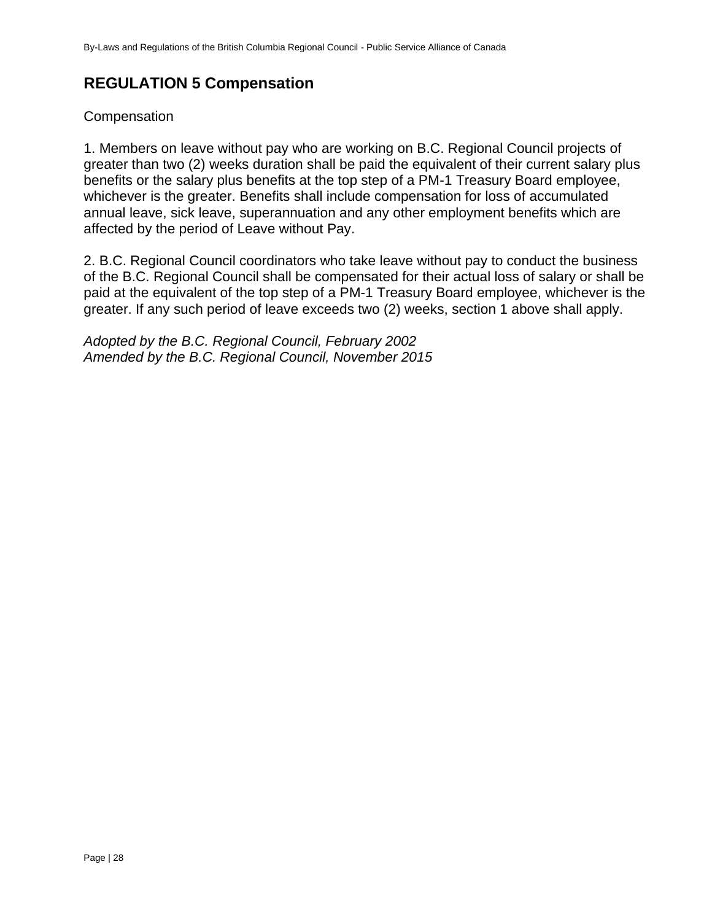## REGULATION 5 Compensation

Compensation

1. Members on leave without pay who are working on B.C. Regional Council projects of greater than two (2) weeks duration shall be paid the equivalent of their current salary plus benefits or the salary plus benefits at the top step of a PM-1 Treasury Board employee, whichever is the greater. Benefits shall include compensation for loss of accumulated annual leave, sick leave, superannuation and any other employment benefits which are affected by the period of Leave without Pay.

2. B.C. Regional Council coordinators who take leave without pay to conduct the business of the B.C. Regional Council shall be compensated for their actual loss of salary or shall be paid at the equivalent of the top step of a PM-1 Treasury Board employee, whichever is the greater. If any such period of leave exceeds two (2) weeks, section 1 above shall apply.

*Adopted by the B.C. Regional Council, February 2002*
*Amended by the B.C. Regional Council, November 2015*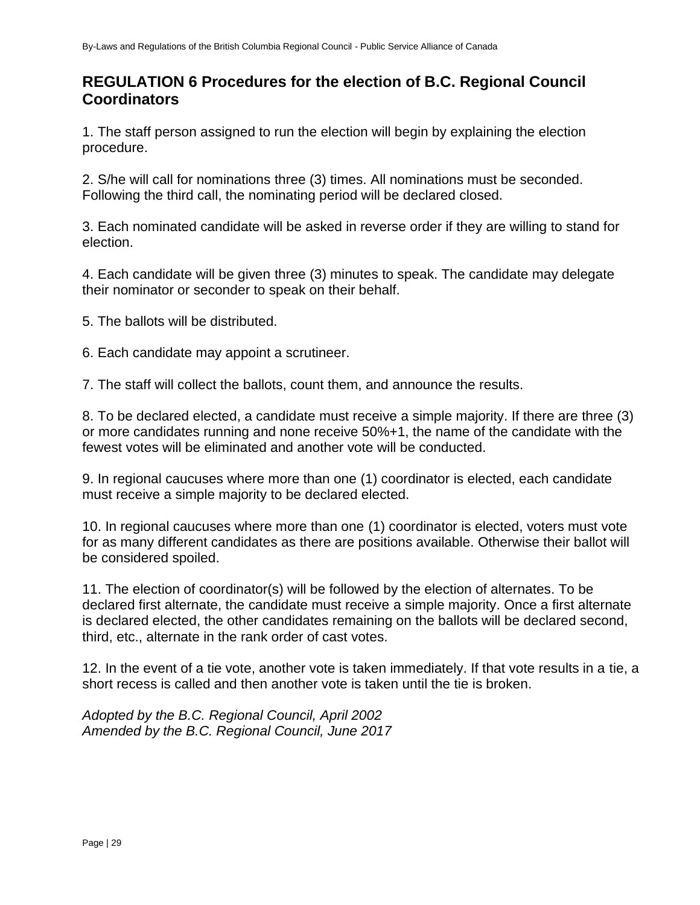## REGULATION 6 Procedures for the election of B.C. Regional Council Coordinators

1. The staff person assigned to run the election will begin by explaining the election procedure.

2. S/he will call for nominations three (3) times. All nominations must be seconded. Following the third call, the nominating period will be declared closed.

3. Each nominated candidate will be asked in reverse order if they are willing to stand for election.

4. Each candidate will be given three (3) minutes to speak. The candidate may delegate their nominator or seconder to speak on their behalf.

5. The ballots will be distributed.

6. Each candidate may appoint a scrutineer.

7. The staff will collect the ballots, count them, and announce the results.

8. To be declared elected, a candidate must receive a simple majority. If there are three (3) or more candidates running and none receive 50%+1, the name of the candidate with the fewest votes will be eliminated and another vote will be conducted.

9. In regional caucuses where more than one (1) coordinator is elected, each candidate must receive a simple majority to be declared elected.

10. In regional caucuses where more than one (1) coordinator is elected, voters must vote for as many different candidates as there are positions available. Otherwise their ballot will be considered spoiled.

11. The election of coordinator(s) will be followed by the election of alternates. To be declared first alternate, the candidate must receive a simple majority. Once a first alternate is declared elected, the other candidates remaining on the ballots will be declared second, third, etc., alternate in the rank order of cast votes.

12. In the event of a tie vote, another vote is taken immediately. If that vote results in a tie, a short recess is called and then another vote is taken until the tie is broken.

*Adopted by the B.C. Regional Council, April 2002*
*Amended by the B.C. Regional Council, June 2017*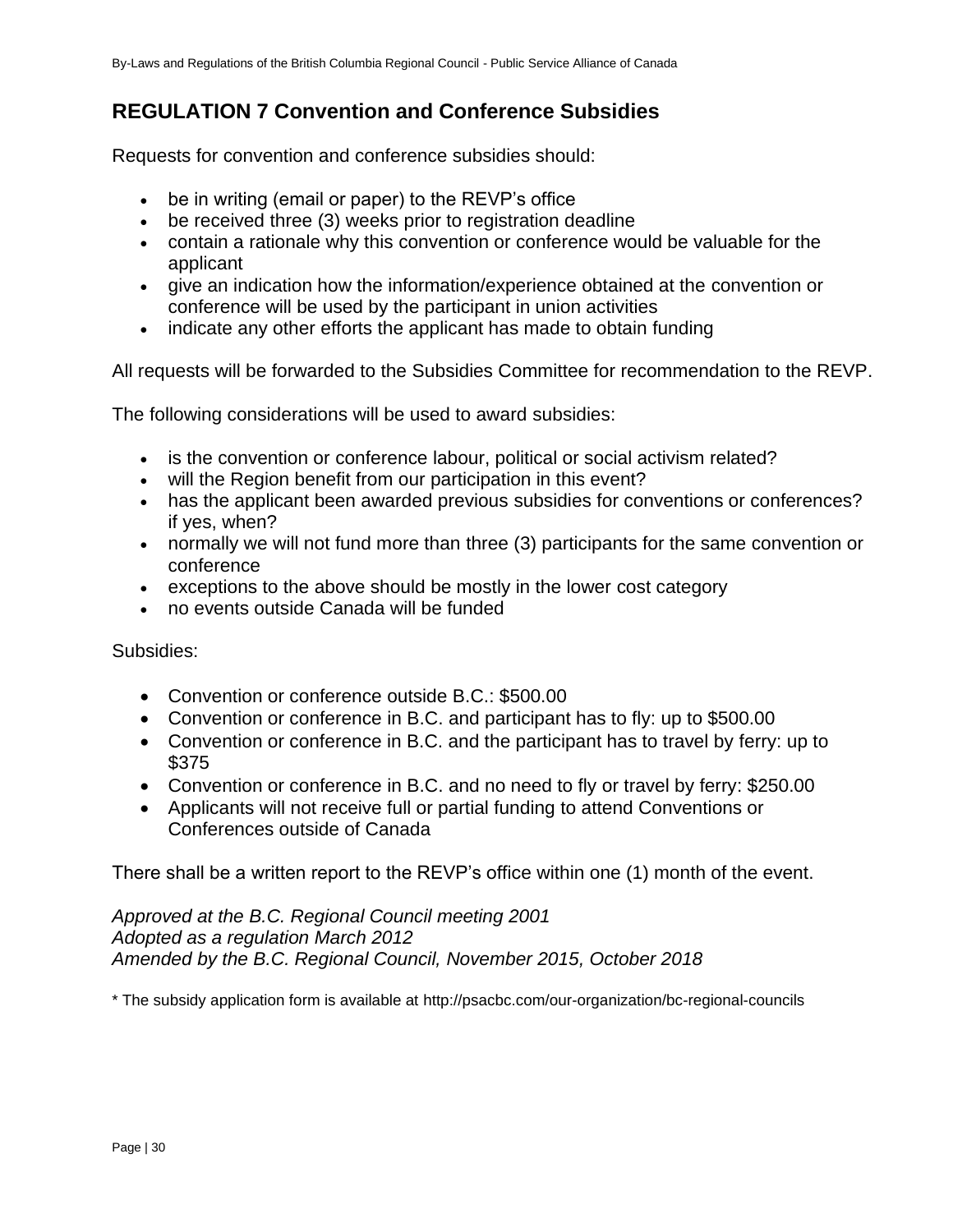## REGULATION 7 Convention and Conference Subsidies

Requests for convention and conference subsidies should:

- be in writing (email or paper) to the REVP's office
- be received three (3) weeks prior to registration deadline
- contain a rationale why this convention or conference would be valuable for the applicant
- give an indication how the information/experience obtained at the convention or conference will be used by the participant in union activities
- indicate any other efforts the applicant has made to obtain funding

All requests will be forwarded to the Subsidies Committee for recommendation to the REVP.

The following considerations will be used to award subsidies:

- is the convention or conference labour, political or social activism related?
- will the Region benefit from our participation in this event?
- has the applicant been awarded previous subsidies for conventions or conferences? if yes, when?
- normally we will not fund more than three (3) participants for the same convention or conference
- exceptions to the above should be mostly in the lower cost category
- no events outside Canada will be funded

Subsidies:

- Convention or conference outside B.C.: $500.00
- Convention or conference in B.C. and participant has to fly: up to $500.00
- Convention or conference in B.C. and the participant has to travel by ferry: up to $375
- Convention or conference in B.C. and no need to fly or travel by ferry: $250.00
- Applicants will not receive full or partial funding to attend Conventions or Conferences outside of Canada

There shall be a written report to the REVP's office within one (1) month of the event.

*Approved at the B.C. Regional Council meeting 2001*
*Adopted as a regulation March 2012*
*Amended by the B.C. Regional Council, November 2015, October 2018*

* The subsidy application form is available at http://psacbc.com/our-organization/bc-regional-councils